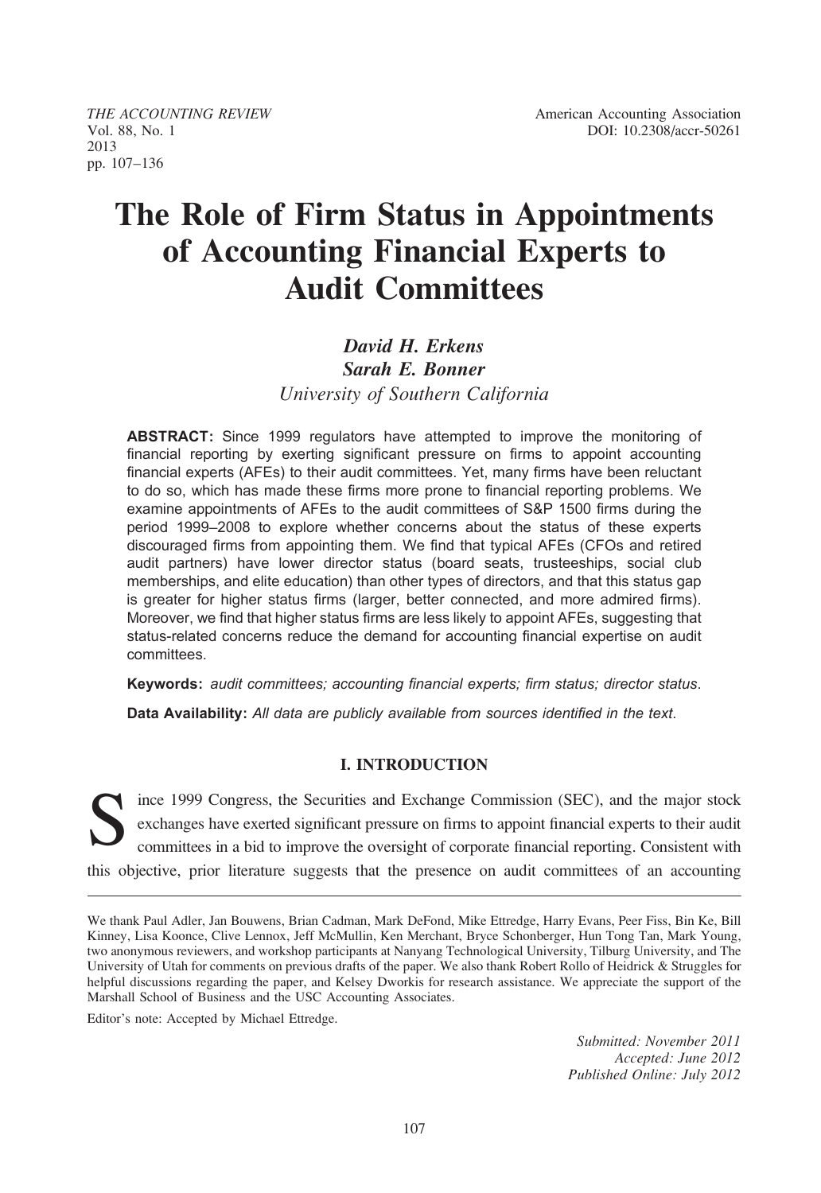THE ACCOUNTING REVIEW
Vol. 88, No. 1
2013
pp. 107–136

American Accounting Association
DOI: 10.2308/accr-50261

# The Role of Firm Status in Appointments of Accounting Financial Experts to Audit Committees

***David H. Erkens***
***Sarah E. Bonner***
*University of Southern California*

**ABSTRACT:** Since 1999 regulators have attempted to improve the monitoring of financial reporting by exerting significant pressure on firms to appoint accounting financial experts (AFEs) to their audit committees. Yet, many firms have been reluctant to do so, which has made these firms more prone to financial reporting problems. We examine appointments of AFEs to the audit committees of S&P 1500 firms during the period 1999–2008 to explore whether concerns about the status of these experts discouraged firms from appointing them. We find that typical AFEs (CFOs and retired audit partners) have lower director status (board seats, trusteeships, social club memberships, and elite education) than other types of directors, and that this status gap is greater for higher status firms (larger, better connected, and more admired firms). Moreover, we find that higher status firms are less likely to appoint AFEs, suggesting that status-related concerns reduce the demand for accounting financial expertise on audit committees.

**Keywords:** *audit committees; accounting financial experts; firm status; director status.*

**Data Availability:** *All data are publicly available from sources identified in the text.*

## I. INTRODUCTION

Since 1999 Congress, the Securities and Exchange Commission (SEC), and the major stock exchanges have exerted significant pressure on firms to appoint financial experts to their audit committees in a bid to improve the oversight of corporate financial reporting. Consistent with this objective, prior literature suggests that the presence on audit committees of an accounting

---

We thank Paul Adler, Jan Bouwens, Brian Cadman, Mark DeFond, Mike Ettredge, Harry Evans, Peer Fiss, Bin Ke, Bill Kinney, Lisa Koonce, Clive Lennox, Jeff McMullin, Ken Merchant, Bryce Schonberger, Hun Tong Tan, Mark Young, two anonymous reviewers, and workshop participants at Nanyang Technological University, Tilburg University, and The University of Utah for comments on previous drafts of the paper. We also thank Robert Rollo of Heidrick & Struggles for helpful discussions regarding the paper, and Kelsey Dworkis for research assistance. We appreciate the support of the Marshall School of Business and the USC Accounting Associates.

Editor's note: Accepted by Michael Ettredge.

*Submitted: November 2011*
*Accepted: June 2012*
*Published Online: July 2012*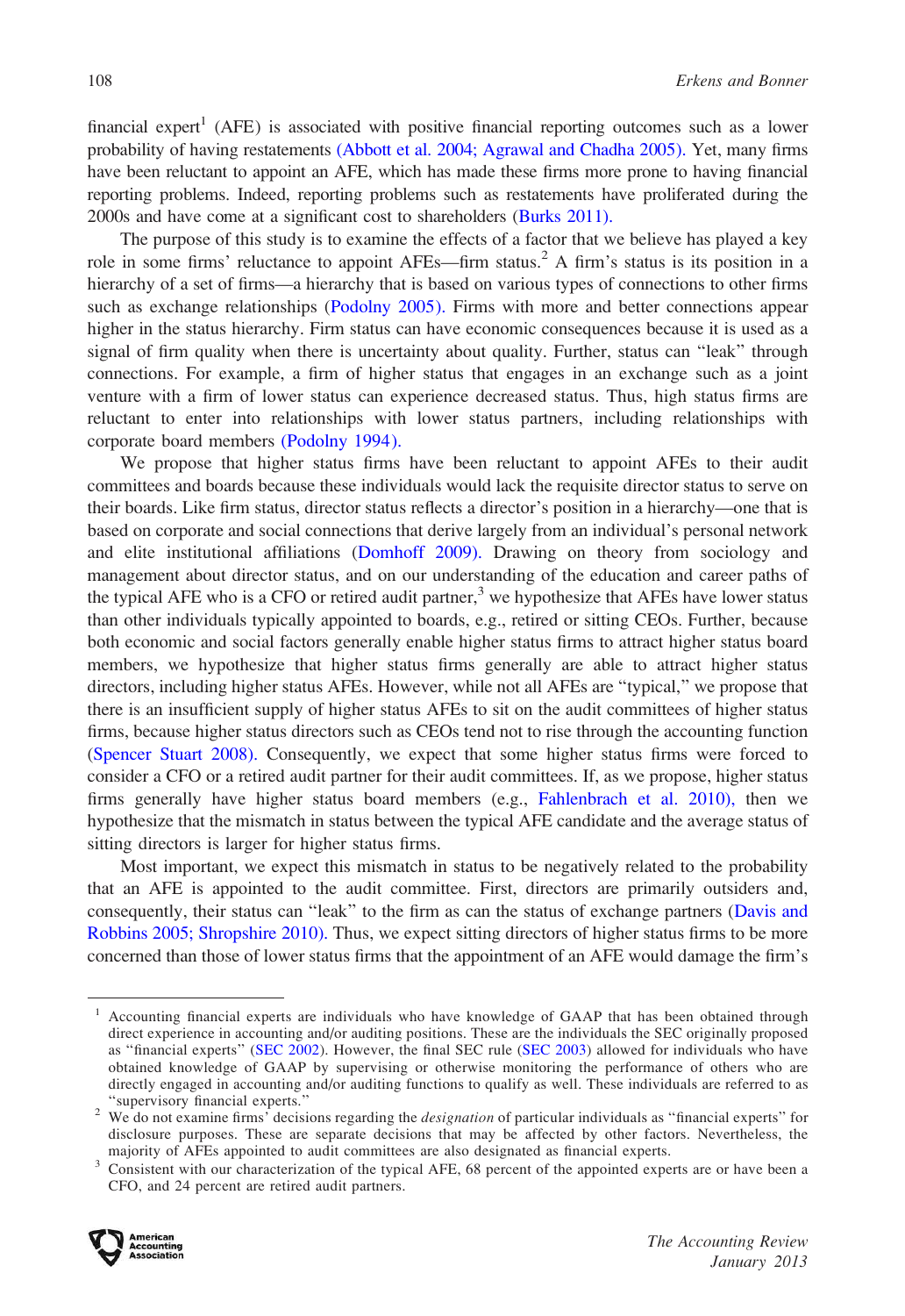financial expert[1] (AFE) is associated with positive financial reporting outcomes such as a lower probability of having restatements (Abbott et al. 2004; Agrawal and Chadha 2005). Yet, many firms have been reluctant to appoint an AFE, which has made these firms more prone to having financial reporting problems. Indeed, reporting problems such as restatements have proliferated during the 2000s and have come at a significant cost to shareholders (Burks 2011).

The purpose of this study is to examine the effects of a factor that we believe has played a key role in some firms' reluctance to appoint AFEs—firm status.[2] A firm's status is its position in a hierarchy of a set of firms—a hierarchy that is based on various types of connections to other firms such as exchange relationships (Podolny 2005). Firms with more and better connections appear higher in the status hierarchy. Firm status can have economic consequences because it is used as a signal of firm quality when there is uncertainty about quality. Further, status can "leak" through connections. For example, a firm of higher status that engages in an exchange such as a joint venture with a firm of lower status can experience decreased status. Thus, high status firms are reluctant to enter into relationships with lower status partners, including relationships with corporate board members (Podolny 1994).

We propose that higher status firms have been reluctant to appoint AFEs to their audit committees and boards because these individuals would lack the requisite director status to serve on their boards. Like firm status, director status reflects a director's position in a hierarchy—one that is based on corporate and social connections that derive largely from an individual's personal network and elite institutional affiliations (Domhoff 2009). Drawing on theory from sociology and management about director status, and on our understanding of the education and career paths of the typical AFE who is a CFO or retired audit partner,[3] we hypothesize that AFEs have lower status than other individuals typically appointed to boards, e.g., retired or sitting CEOs. Further, because both economic and social factors generally enable higher status firms to attract higher status board members, we hypothesize that higher status firms generally are able to attract higher status directors, including higher status AFEs. However, while not all AFEs are "typical," we propose that there is an insufficient supply of higher status AFEs to sit on the audit committees of higher status firms, because higher status directors such as CEOs tend not to rise through the accounting function (Spencer Stuart 2008). Consequently, we expect that some higher status firms were forced to consider a CFO or a retired audit partner for their audit committees. If, as we propose, higher status firms generally have higher status board members (e.g., Fahlenbrach et al. 2010), then we hypothesize that the mismatch in status between the typical AFE candidate and the average status of sitting directors is larger for higher status firms.

Most important, we expect this mismatch in status to be negatively related to the probability that an AFE is appointed to the audit committee. First, directors are primarily outsiders and, consequently, their status can "leak" to the firm as can the status of exchange partners (Davis and Robbins 2005; Shropshire 2010). Thus, we expect sitting directors of higher status firms to be more concerned than those of lower status firms that the appointment of an AFE would damage the firm's

---

[1] Accounting financial experts are individuals who have knowledge of GAAP that has been obtained through direct experience in accounting and/or auditing positions. These are the individuals the SEC originally proposed as "financial experts" (SEC 2002). However, the final SEC rule (SEC 2003) allowed for individuals who have obtained knowledge of GAAP by supervising or otherwise monitoring the performance of others who are directly engaged in accounting and/or auditing functions to qualify as well. These individuals are referred to as "supervisory financial experts."

[2] We do not examine firms' decisions regarding the *designation* of particular individuals as "financial experts" for disclosure purposes. These are separate decisions that may be affected by other factors. Nevertheless, the majority of AFEs appointed to audit committees are also designated as financial experts.

[3] Consistent with our characterization of the typical AFE, 68 percent of the appointed experts are or have been a CFO, and 24 percent are retired audit partners.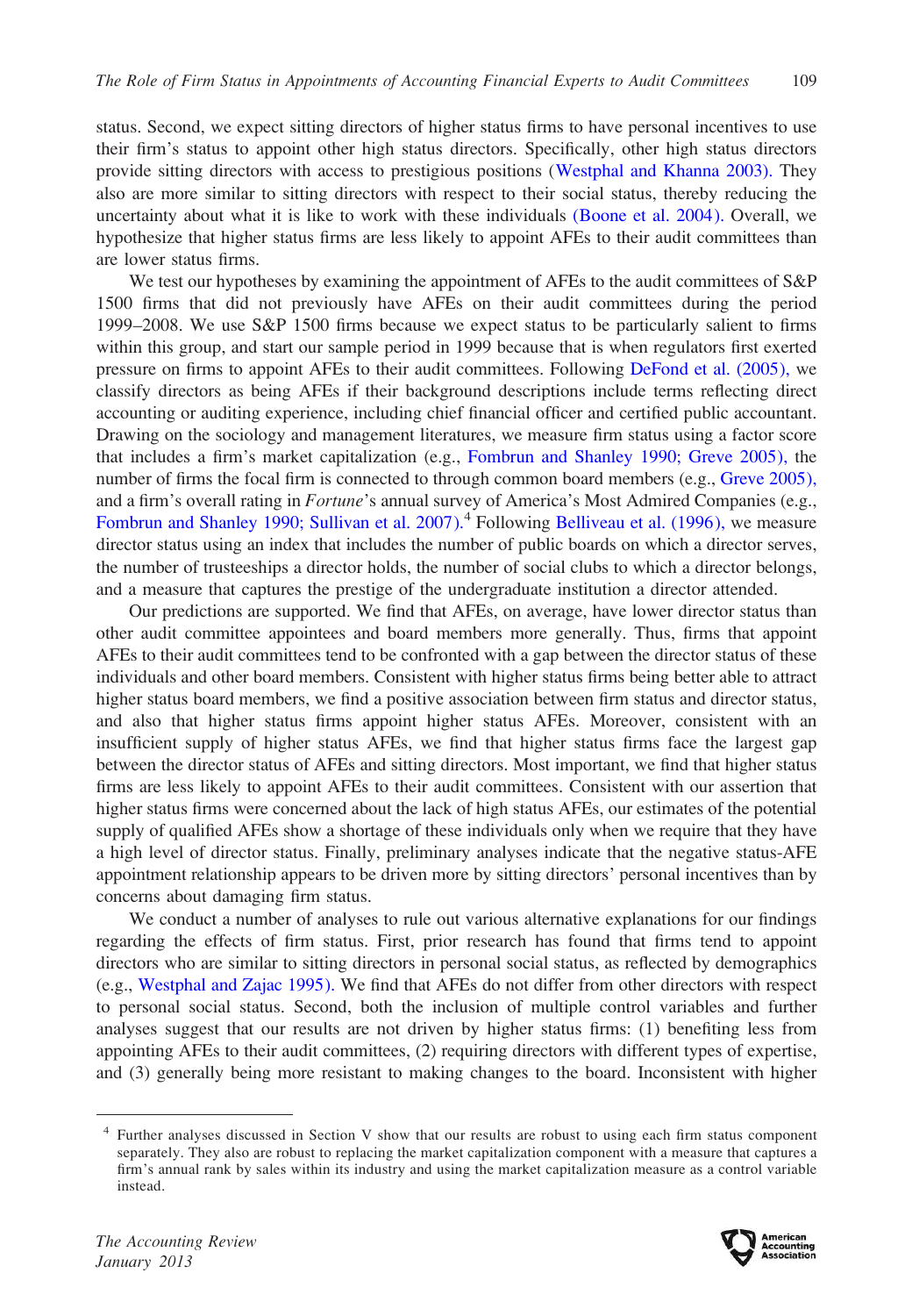status. Second, we expect sitting directors of higher status firms to have personal incentives to use their firm's status to appoint other high status directors. Specifically, other high status directors provide sitting directors with access to prestigious positions (Westphal and Khanna 2003). They also are more similar to sitting directors with respect to their social status, thereby reducing the uncertainty about what it is like to work with these individuals (Boone et al. 2004). Overall, we hypothesize that higher status firms are less likely to appoint AFEs to their audit committees than are lower status firms.

We test our hypotheses by examining the appointment of AFEs to the audit committees of S&P 1500 firms that did not previously have AFEs on their audit committees during the period 1999–2008. We use S&P 1500 firms because we expect status to be particularly salient to firms within this group, and start our sample period in 1999 because that is when regulators first exerted pressure on firms to appoint AFEs to their audit committees. Following DeFond et al. (2005), we classify directors as being AFEs if their background descriptions include terms reflecting direct accounting or auditing experience, including chief financial officer and certified public accountant. Drawing on the sociology and management literatures, we measure firm status using a factor score that includes a firm's market capitalization (e.g., Fombrun and Shanley 1990; Greve 2005), the number of firms the focal firm is connected to through common board members (e.g., Greve 2005), and a firm's overall rating in *Fortune*'s annual survey of America's Most Admired Companies (e.g., Fombrun and Shanley 1990; Sullivan et al. 2007).[4] Following Belliveau et al. (1996), we measure director status using an index that includes the number of public boards on which a director serves, the number of trusteeships a director holds, the number of social clubs to which a director belongs, and a measure that captures the prestige of the undergraduate institution a director attended.

Our predictions are supported. We find that AFEs, on average, have lower director status than other audit committee appointees and board members more generally. Thus, firms that appoint AFEs to their audit committees tend to be confronted with a gap between the director status of these individuals and other board members. Consistent with higher status firms being better able to attract higher status board members, we find a positive association between firm status and director status, and also that higher status firms appoint higher status AFEs. Moreover, consistent with an insufficient supply of higher status AFEs, we find that higher status firms face the largest gap between the director status of AFEs and sitting directors. Most important, we find that higher status firms are less likely to appoint AFEs to their audit committees. Consistent with our assertion that higher status firms were concerned about the lack of high status AFEs, our estimates of the potential supply of qualified AFEs show a shortage of these individuals only when we require that they have a high level of director status. Finally, preliminary analyses indicate that the negative status-AFE appointment relationship appears to be driven more by sitting directors' personal incentives than by concerns about damaging firm status.

We conduct a number of analyses to rule out various alternative explanations for our findings regarding the effects of firm status. First, prior research has found that firms tend to appoint directors who are similar to sitting directors in personal social status, as reflected by demographics (e.g., Westphal and Zajac 1995). We find that AFEs do not differ from other directors with respect to personal social status. Second, both the inclusion of multiple control variables and further analyses suggest that our results are not driven by higher status firms: (1) benefiting less from appointing AFEs to their audit committees, (2) requiring directors with different types of expertise, and (3) generally being more resistant to making changes to the board. Inconsistent with higher

[4] Further analyses discussed in Section V show that our results are robust to using each firm status component separately. They also are robust to replacing the market capitalization component with a measure that captures a firm's annual rank by sales within its industry and using the market capitalization measure as a control variable instead.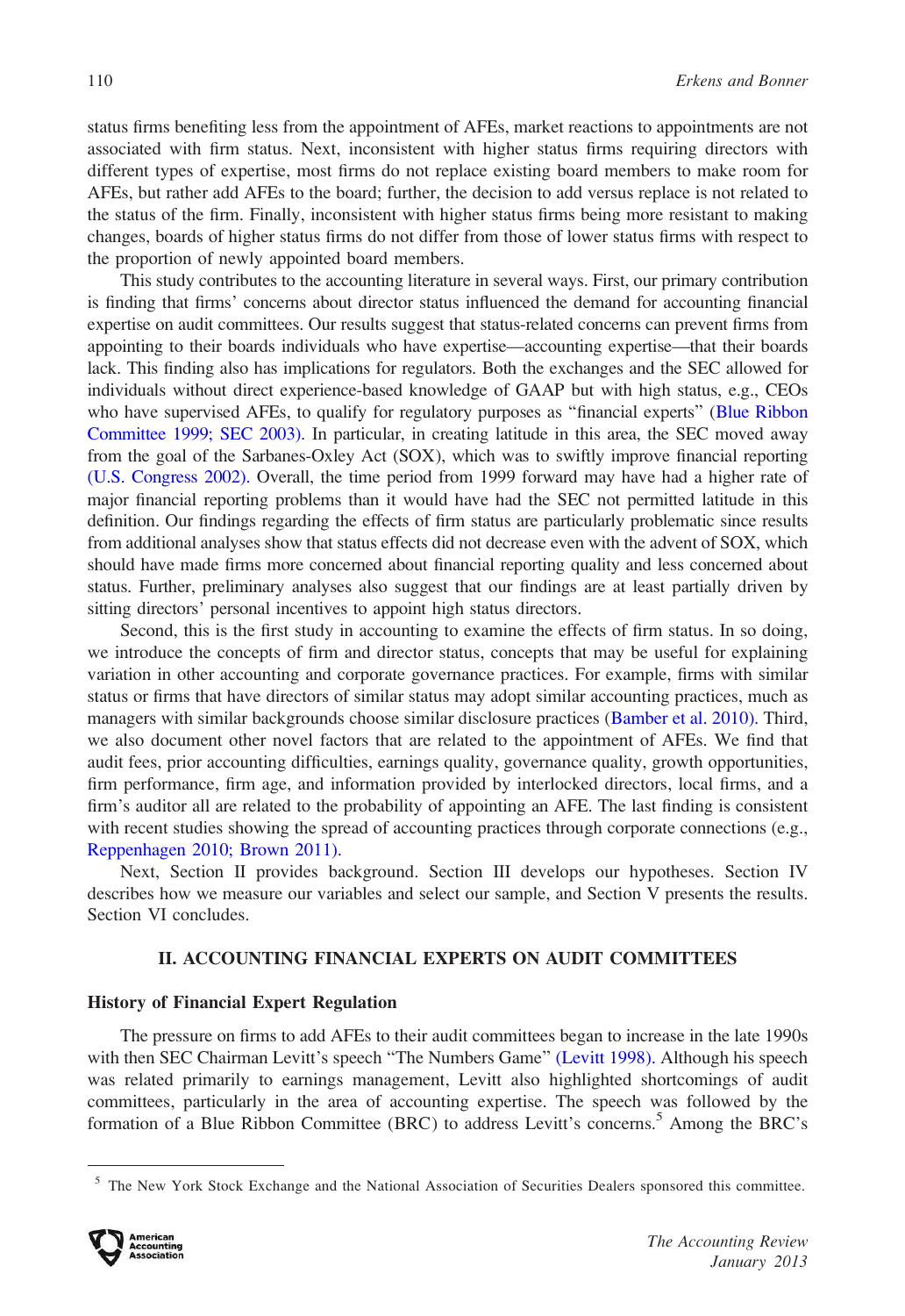status firms benefiting less from the appointment of AFEs, market reactions to appointments are not associated with firm status. Next, inconsistent with higher status firms requiring directors with different types of expertise, most firms do not replace existing board members to make room for AFEs, but rather add AFEs to the board; further, the decision to add versus replace is not related to the status of the firm. Finally, inconsistent with higher status firms being more resistant to making changes, boards of higher status firms do not differ from those of lower status firms with respect to the proportion of newly appointed board members.

This study contributes to the accounting literature in several ways. First, our primary contribution is finding that firms' concerns about director status influenced the demand for accounting financial expertise on audit committees. Our results suggest that status-related concerns can prevent firms from appointing to their boards individuals who have expertise—accounting expertise—that their boards lack. This finding also has implications for regulators. Both the exchanges and the SEC allowed for individuals without direct experience-based knowledge of GAAP but with high status, e.g., CEOs who have supervised AFEs, to qualify for regulatory purposes as "financial experts" (Blue Ribbon Committee 1999; SEC 2003). In particular, in creating latitude in this area, the SEC moved away from the goal of the Sarbanes-Oxley Act (SOX), which was to swiftly improve financial reporting (U.S. Congress 2002). Overall, the time period from 1999 forward may have had a higher rate of major financial reporting problems than it would have had the SEC not permitted latitude in this definition. Our findings regarding the effects of firm status are particularly problematic since results from additional analyses show that status effects did not decrease even with the advent of SOX, which should have made firms more concerned about financial reporting quality and less concerned about status. Further, preliminary analyses also suggest that our findings are at least partially driven by sitting directors' personal incentives to appoint high status directors.

Second, this is the first study in accounting to examine the effects of firm status. In so doing, we introduce the concepts of firm and director status, concepts that may be useful for explaining variation in other accounting and corporate governance practices. For example, firms with similar status or firms that have directors of similar status may adopt similar accounting practices, much as managers with similar backgrounds choose similar disclosure practices (Bamber et al. 2010). Third, we also document other novel factors that are related to the appointment of AFEs. We find that audit fees, prior accounting difficulties, earnings quality, governance quality, growth opportunities, firm performance, firm age, and information provided by interlocked directors, local firms, and a firm's auditor all are related to the probability of appointing an AFE. The last finding is consistent with recent studies showing the spread of accounting practices through corporate connections (e.g., Reppenhagen 2010; Brown 2011).

Next, Section II provides background. Section III develops our hypotheses. Section IV describes how we measure our variables and select our sample, and Section V presents the results. Section VI concludes.

## II. ACCOUNTING FINANCIAL EXPERTS ON AUDIT COMMITTEES

### History of Financial Expert Regulation

The pressure on firms to add AFEs to their audit committees began to increase in the late 1990s with then SEC Chairman Levitt's speech "The Numbers Game" (Levitt 1998). Although his speech was related primarily to earnings management, Levitt also highlighted shortcomings of audit committees, particularly in the area of accounting expertise. The speech was followed by the formation of a Blue Ribbon Committee (BRC) to address Levitt's concerns.[5] Among the BRC's

[5] The New York Stock Exchange and the National Association of Securities Dealers sponsored this committee.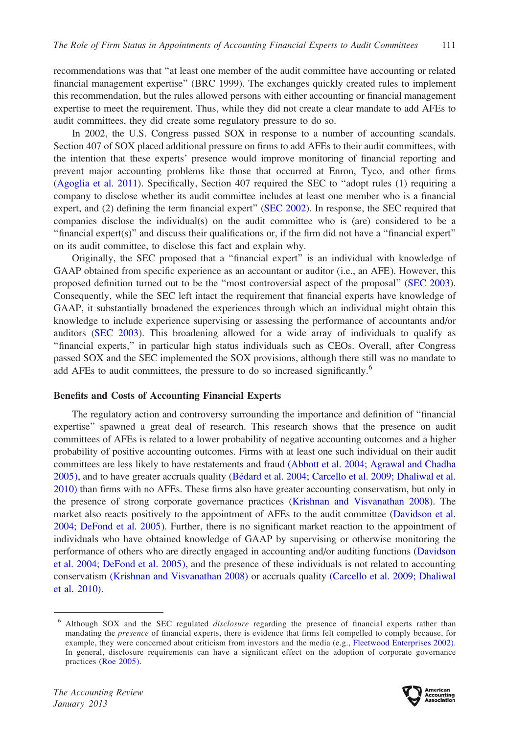recommendations was that "at least one member of the audit committee have accounting or related financial management expertise" (BRC 1999). The exchanges quickly created rules to implement this recommendation, but the rules allowed persons with either accounting or financial management expertise to meet the requirement. Thus, while they did not create a clear mandate to add AFEs to audit committees, they did create some regulatory pressure to do so.

In 2002, the U.S. Congress passed SOX in response to a number of accounting scandals. Section 407 of SOX placed additional pressure on firms to add AFEs to their audit committees, with the intention that these experts' presence would improve monitoring of financial reporting and prevent major accounting problems like those that occurred at Enron, Tyco, and other firms (Agoglia et al. 2011). Specifically, Section 407 required the SEC to "adopt rules (1) requiring a company to disclose whether its audit committee includes at least one member who is a financial expert, and (2) defining the term financial expert" (SEC 2002). In response, the SEC required that companies disclose the individual(s) on the audit committee who is (are) considered to be a "financial expert(s)" and discuss their qualifications or, if the firm did not have a "financial expert" on its audit committee, to disclose this fact and explain why.

Originally, the SEC proposed that a "financial expert" is an individual with knowledge of GAAP obtained from specific experience as an accountant or auditor (i.e., an AFE). However, this proposed definition turned out to be the "most controversial aspect of the proposal" (SEC 2003). Consequently, while the SEC left intact the requirement that financial experts have knowledge of GAAP, it substantially broadened the experiences through which an individual might obtain this knowledge to include experience supervising or assessing the performance of accountants and/or auditors (SEC 2003). This broadening allowed for a wide array of individuals to qualify as "financial experts," in particular high status individuals such as CEOs. Overall, after Congress passed SOX and the SEC implemented the SOX provisions, although there still was no mandate to add AFEs to audit committees, the pressure to do so increased significantly.[6]

### Benefits and Costs of Accounting Financial Experts

The regulatory action and controversy surrounding the importance and definition of "financial expertise" spawned a great deal of research. This research shows that the presence on audit committees of AFEs is related to a lower probability of negative accounting outcomes and a higher probability of positive accounting outcomes. Firms with at least one such individual on their audit committees are less likely to have restatements and fraud (Abbott et al. 2004; Agrawal and Chadha 2005), and to have greater accruals quality (Bédard et al. 2004; Carcello et al. 2009; Dhaliwal et al. 2010) than firms with no AFEs. These firms also have greater accounting conservatism, but only in the presence of strong corporate governance practices (Krishnan and Visvanathan 2008). The market also reacts positively to the appointment of AFEs to the audit committee (Davidson et al. 2004; DeFond et al. 2005). Further, there is no significant market reaction to the appointment of individuals who have obtained knowledge of GAAP by supervising or otherwise monitoring the performance of others who are directly engaged in accounting and/or auditing functions (Davidson et al. 2004; DeFond et al. 2005), and the presence of these individuals is not related to accounting conservatism (Krishnan and Visvanathan 2008) or accruals quality (Carcello et al. 2009; Dhaliwal et al. 2010).

---

[6] Although SOX and the SEC regulated *disclosure* regarding the presence of financial experts rather than mandating the *presence* of financial experts, there is evidence that firms felt compelled to comply because, for example, they were concerned about criticism from investors and the media (e.g., Fleetwood Enterprises 2002). In general, disclosure requirements can have a significant effect on the adoption of corporate governance practices (Roe 2005).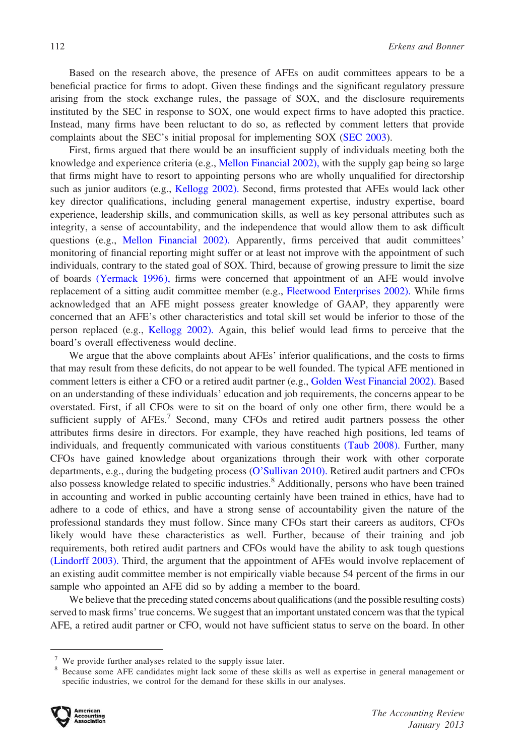Based on the research above, the presence of AFEs on audit committees appears to be a beneficial practice for firms to adopt. Given these findings and the significant regulatory pressure arising from the stock exchange rules, the passage of SOX, and the disclosure requirements instituted by the SEC in response to SOX, one would expect firms to have adopted this practice. Instead, many firms have been reluctant to do so, as reflected by comment letters that provide complaints about the SEC's initial proposal for implementing SOX (SEC 2003).

First, firms argued that there would be an insufficient supply of individuals meeting both the knowledge and experience criteria (e.g., Mellon Financial 2002), with the supply gap being so large that firms might have to resort to appointing persons who are wholly unqualified for directorship such as junior auditors (e.g., Kellogg 2002). Second, firms protested that AFEs would lack other key director qualifications, including general management expertise, industry expertise, board experience, leadership skills, and communication skills, as well as key personal attributes such as integrity, a sense of accountability, and the independence that would allow them to ask difficult questions (e.g., Mellon Financial 2002). Apparently, firms perceived that audit committees' monitoring of financial reporting might suffer or at least not improve with the appointment of such individuals, contrary to the stated goal of SOX. Third, because of growing pressure to limit the size of boards (Yermack 1996), firms were concerned that appointment of an AFE would involve replacement of a sitting audit committee member (e.g., Fleetwood Enterprises 2002). While firms acknowledged that an AFE might possess greater knowledge of GAAP, they apparently were concerned that an AFE's other characteristics and total skill set would be inferior to those of the person replaced (e.g., Kellogg 2002). Again, this belief would lead firms to perceive that the board's overall effectiveness would decline.

We argue that the above complaints about AFEs' inferior qualifications, and the costs to firms that may result from these deficits, do not appear to be well founded. The typical AFE mentioned in comment letters is either a CFO or a retired audit partner (e.g., Golden West Financial 2002). Based on an understanding of these individuals' education and job requirements, the concerns appear to be overstated. First, if all CFOs were to sit on the board of only one other firm, there would be a sufficient supply of AFEs.[7] Second, many CFOs and retired audit partners possess the other attributes firms desire in directors. For example, they have reached high positions, led teams of individuals, and frequently communicated with various constituents (Taub 2008). Further, many CFOs have gained knowledge about organizations through their work with other corporate departments, e.g., during the budgeting process (O'Sullivan 2010). Retired audit partners and CFOs also possess knowledge related to specific industries.[8] Additionally, persons who have been trained in accounting and worked in public accounting certainly have been trained in ethics, have had to adhere to a code of ethics, and have a strong sense of accountability given the nature of the professional standards they must follow. Since many CFOs start their careers as auditors, CFOs likely would have these characteristics as well. Further, because of their training and job requirements, both retired audit partners and CFOs would have the ability to ask tough questions (Lindorff 2003). Third, the argument that the appointment of AFEs would involve replacement of an existing audit committee member is not empirically viable because 54 percent of the firms in our sample who appointed an AFE did so by adding a member to the board.

We believe that the preceding stated concerns about qualifications (and the possible resulting costs) served to mask firms' true concerns. We suggest that an important unstated concern was that the typical AFE, a retired audit partner or CFO, would not have sufficient status to serve on the board. In other

---

[7] We provide further analyses related to the supply issue later.

[8] Because some AFE candidates might lack some of these skills as well as expertise in general management or specific industries, we control for the demand for these skills in our analyses.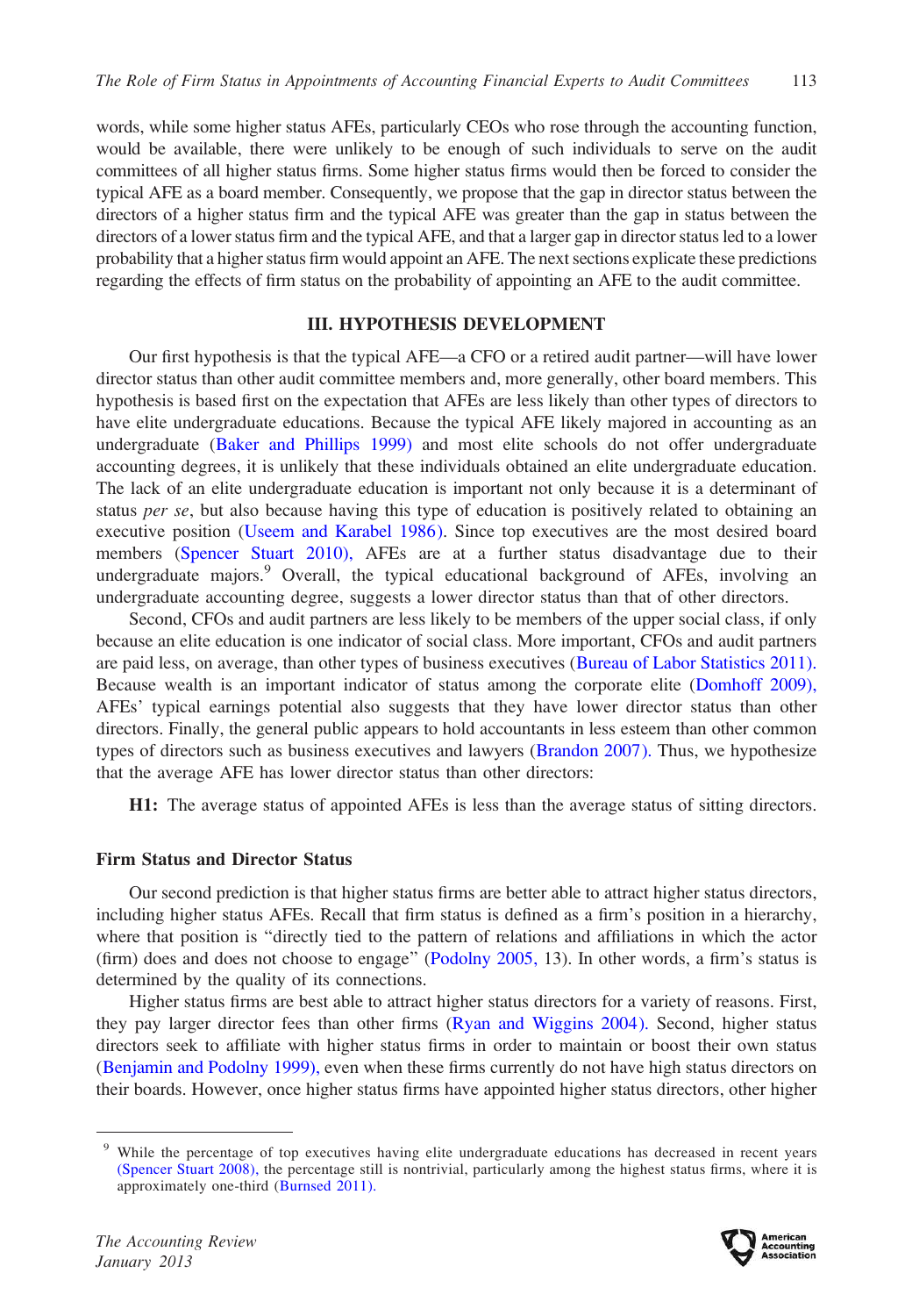words, while some higher status AFEs, particularly CEOs who rose through the accounting function, would be available, there were unlikely to be enough of such individuals to serve on the audit committees of all higher status firms. Some higher status firms would then be forced to consider the typical AFE as a board member. Consequently, we propose that the gap in director status between the directors of a higher status firm and the typical AFE was greater than the gap in status between the directors of a lower status firm and the typical AFE, and that a larger gap in director status led to a lower probability that a higher status firm would appoint an AFE. The next sections explicate these predictions regarding the effects of firm status on the probability of appointing an AFE to the audit committee.

## III. HYPOTHESIS DEVELOPMENT

Our first hypothesis is that the typical AFE—a CFO or a retired audit partner—will have lower director status than other audit committee members and, more generally, other board members. This hypothesis is based first on the expectation that AFEs are less likely than other types of directors to have elite undergraduate educations. Because the typical AFE likely majored in accounting as an undergraduate (Baker and Phillips 1999) and most elite schools do not offer undergraduate accounting degrees, it is unlikely that these individuals obtained an elite undergraduate education. The lack of an elite undergraduate education is important not only because it is a determinant of status *per se*, but also because having this type of education is positively related to obtaining an executive position (Useem and Karabel 1986). Since top executives are the most desired board members (Spencer Stuart 2010), AFEs are at a further status disadvantage due to their undergraduate majors.[9] Overall, the typical educational background of AFEs, involving an undergraduate accounting degree, suggests a lower director status than that of other directors.

Second, CFOs and audit partners are less likely to be members of the upper social class, if only because an elite education is one indicator of social class. More important, CFOs and audit partners are paid less, on average, than other types of business executives (Bureau of Labor Statistics 2011). Because wealth is an important indicator of status among the corporate elite (Domhoff 2009), AFEs' typical earnings potential also suggests that they have lower director status than other directors. Finally, the general public appears to hold accountants in less esteem than other common types of directors such as business executives and lawyers (Brandon 2007). Thus, we hypothesize that the average AFE has lower director status than other directors:

**H1:** The average status of appointed AFEs is less than the average status of sitting directors.

### Firm Status and Director Status

Our second prediction is that higher status firms are better able to attract higher status directors, including higher status AFEs. Recall that firm status is defined as a firm's position in a hierarchy, where that position is "directly tied to the pattern of relations and affiliations in which the actor (firm) does and does not choose to engage" (Podolny 2005, 13). In other words, a firm's status is determined by the quality of its connections.

Higher status firms are best able to attract higher status directors for a variety of reasons. First, they pay larger director fees than other firms (Ryan and Wiggins 2004). Second, higher status directors seek to affiliate with higher status firms in order to maintain or boost their own status (Benjamin and Podolny 1999), even when these firms currently do not have high status directors on their boards. However, once higher status firms have appointed higher status directors, other higher

[9] While the percentage of top executives having elite undergraduate educations has decreased in recent years (Spencer Stuart 2008), the percentage still is nontrivial, particularly among the highest status firms, where it is approximately one-third (Burnsed 2011).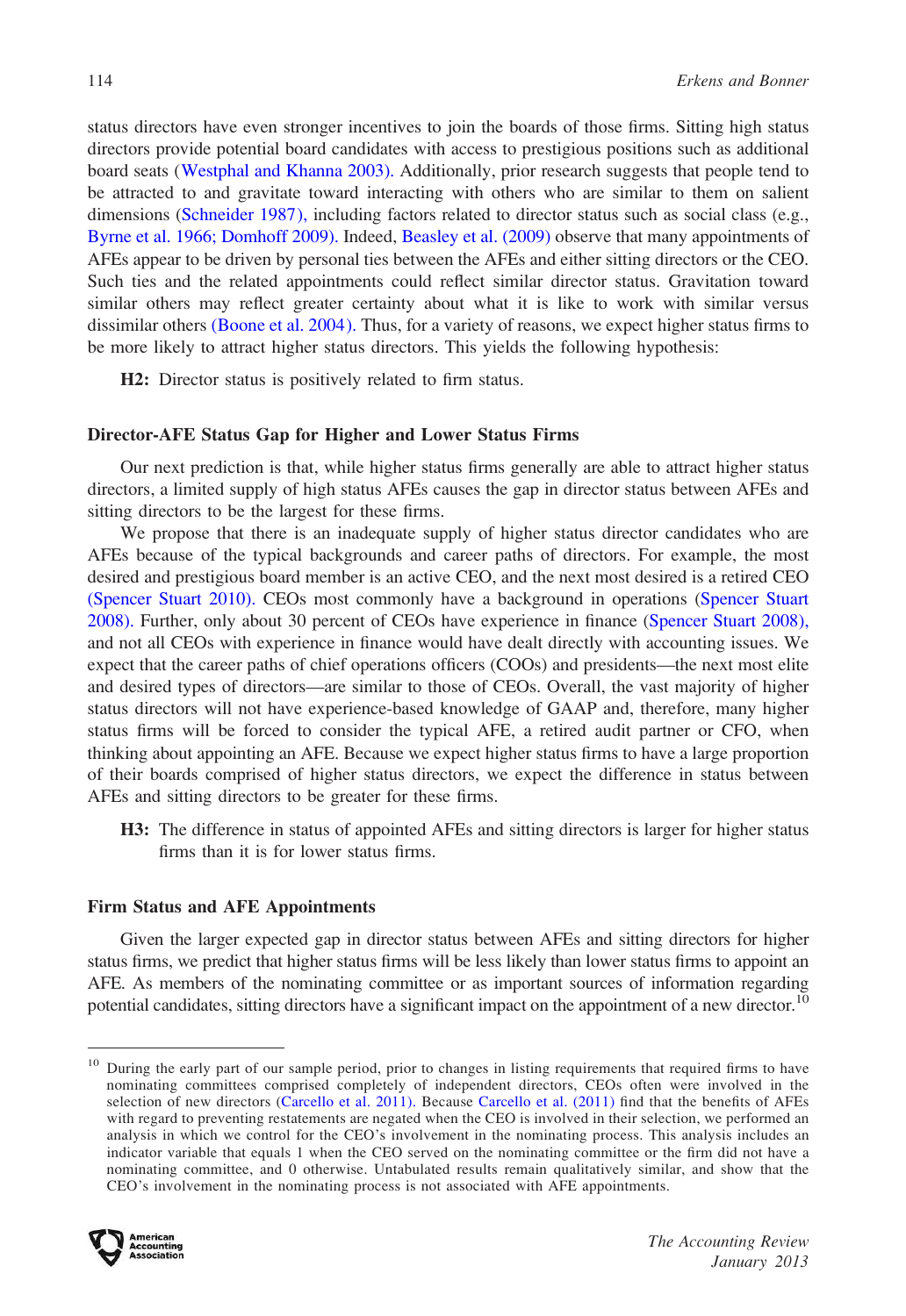status directors have even stronger incentives to join the boards of those firms. Sitting high status directors provide potential board candidates with access to prestigious positions such as additional board seats (Westphal and Khanna 2003). Additionally, prior research suggests that people tend to be attracted to and gravitate toward interacting with others who are similar to them on salient dimensions (Schneider 1987), including factors related to director status such as social class (e.g., Byrne et al. 1966; Domhoff 2009). Indeed, Beasley et al. (2009) observe that many appointments of AFEs appear to be driven by personal ties between the AFEs and either sitting directors or the CEO. Such ties and the related appointments could reflect similar director status. Gravitation toward similar others may reflect greater certainty about what it is like to work with similar versus dissimilar others (Boone et al. 2004). Thus, for a variety of reasons, we expect higher status firms to be more likely to attract higher status directors. This yields the following hypothesis:

**H2:** Director status is positively related to firm status.

### Director-AFE Status Gap for Higher and Lower Status Firms

Our next prediction is that, while higher status firms generally are able to attract higher status directors, a limited supply of high status AFEs causes the gap in director status between AFEs and sitting directors to be the largest for these firms.

We propose that there is an inadequate supply of higher status director candidates who are AFEs because of the typical backgrounds and career paths of directors. For example, the most desired and prestigious board member is an active CEO, and the next most desired is a retired CEO (Spencer Stuart 2010). CEOs most commonly have a background in operations (Spencer Stuart 2008). Further, only about 30 percent of CEOs have experience in finance (Spencer Stuart 2008), and not all CEOs with experience in finance would have dealt directly with accounting issues. We expect that the career paths of chief operations officers (COOs) and presidents—the next most elite and desired types of directors—are similar to those of CEOs. Overall, the vast majority of higher status directors will not have experience-based knowledge of GAAP and, therefore, many higher status firms will be forced to consider the typical AFE, a retired audit partner or CFO, when thinking about appointing an AFE. Because we expect higher status firms to have a large proportion of their boards comprised of higher status directors, we expect the difference in status between AFEs and sitting directors to be greater for these firms.

**H3:** The difference in status of appointed AFEs and sitting directors is larger for higher status firms than it is for lower status firms.

### Firm Status and AFE Appointments

Given the larger expected gap in director status between AFEs and sitting directors for higher status firms, we predict that higher status firms will be less likely than lower status firms to appoint an AFE. As members of the nominating committee or as important sources of information regarding potential candidates, sitting directors have a significant impact on the appointment of a new director.[10]

[10] During the early part of our sample period, prior to changes in listing requirements that required firms to have nominating committees comprised completely of independent directors, CEOs often were involved in the selection of new directors (Carcello et al. 2011). Because Carcello et al. (2011) find that the benefits of AFEs with regard to preventing restatements are negated when the CEO is involved in their selection, we performed an analysis in which we control for the CEO's involvement in the nominating process. This analysis includes an indicator variable that equals 1 when the CEO served on the nominating committee or the firm did not have a nominating committee, and 0 otherwise. Untabulated results remain qualitatively similar, and show that the CEO's involvement in the nominating process is not associated with AFE appointments.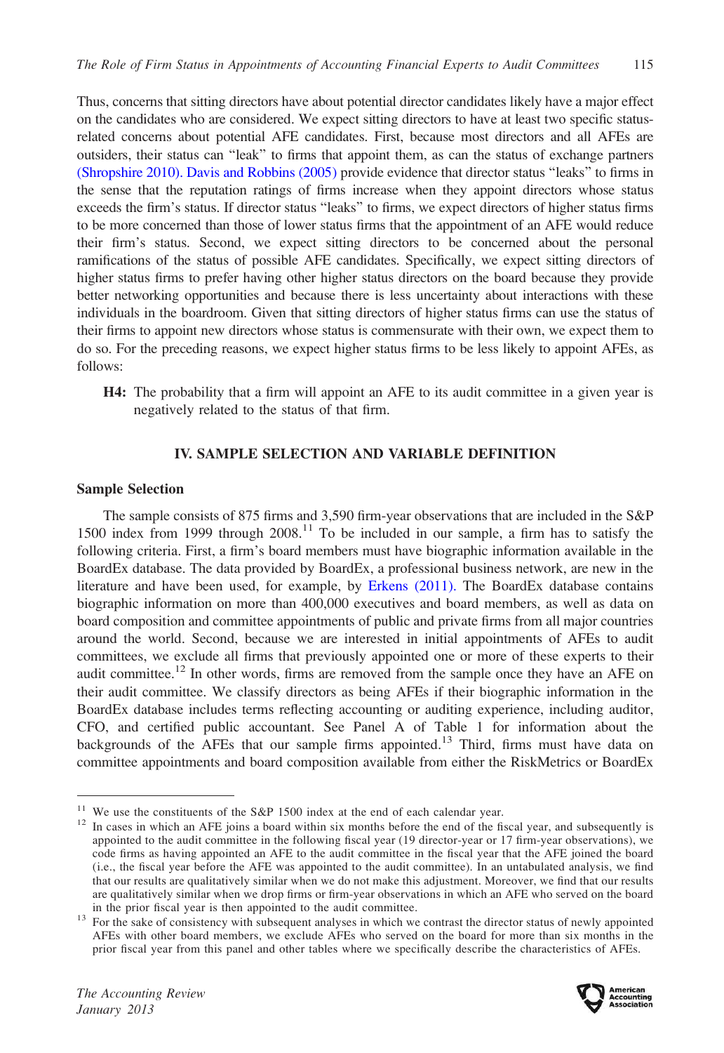Thus, concerns that sitting directors have about potential director candidates likely have a major effect on the candidates who are considered. We expect sitting directors to have at least two specific status-related concerns about potential AFE candidates. First, because most directors and all AFEs are outsiders, their status can "leak" to firms that appoint them, as can the status of exchange partners (Shropshire 2010). Davis and Robbins (2005) provide evidence that director status "leaks" to firms in the sense that the reputation ratings of firms increase when they appoint directors whose status exceeds the firm's status. If director status "leaks" to firms, we expect directors of higher status firms to be more concerned than those of lower status firms that the appointment of an AFE would reduce their firm's status. Second, we expect sitting directors to be concerned about the personal ramifications of the status of possible AFE candidates. Specifically, we expect sitting directors of higher status firms to prefer having other higher status directors on the board because they provide better networking opportunities and because there is less uncertainty about interactions with these individuals in the boardroom. Given that sitting directors of higher status firms can use the status of their firms to appoint new directors whose status is commensurate with their own, we expect them to do so. For the preceding reasons, we expect higher status firms to be less likely to appoint AFEs, as follows:

> **H4:** The probability that a firm will appoint an AFE to its audit committee in a given year is negatively related to the status of that firm.

## IV. SAMPLE SELECTION AND VARIABLE DEFINITION

### Sample Selection

The sample consists of 875 firms and 3,590 firm-year observations that are included in the S&P 1500 index from 1999 through 2008.[11] To be included in our sample, a firm has to satisfy the following criteria. First, a firm's board members must have biographic information available in the BoardEx database. The data provided by BoardEx, a professional business network, are new in the literature and have been used, for example, by Erkens (2011). The BoardEx database contains biographic information on more than 400,000 executives and board members, as well as data on board composition and committee appointments of public and private firms from all major countries around the world. Second, because we are interested in initial appointments of AFEs to audit committees, we exclude all firms that previously appointed one or more of these experts to their audit committee.[12] In other words, firms are removed from the sample once they have an AFE on their audit committee. We classify directors as being AFEs if their biographic information in the BoardEx database includes terms reflecting accounting or auditing experience, including auditor, CFO, and certified public accountant. See Panel A of Table 1 for information about the backgrounds of the AFEs that our sample firms appointed.[13] Third, firms must have data on committee appointments and board composition available from either the RiskMetrics or BoardEx

---

[11] We use the constituents of the S&P 1500 index at the end of each calendar year.

[12] In cases in which an AFE joins a board within six months before the end of the fiscal year, and subsequently is appointed to the audit committee in the following fiscal year (19 director-year or 17 firm-year observations), we code firms as having appointed an AFE to the audit committee in the fiscal year that the AFE joined the board (i.e., the fiscal year before the AFE was appointed to the audit committee). In an untabulated analysis, we find that our results are qualitatively similar when we do not make this adjustment. Moreover, we find that our results are qualitatively similar when we drop firms or firm-year observations in which an AFE who served on the board in the prior fiscal year is then appointed to the audit committee.

[13] For the sake of consistency with subsequent analyses in which we contrast the director status of newly appointed AFEs with other board members, we exclude AFEs who served on the board for more than six months in the prior fiscal year from this panel and other tables where we specifically describe the characteristics of AFEs.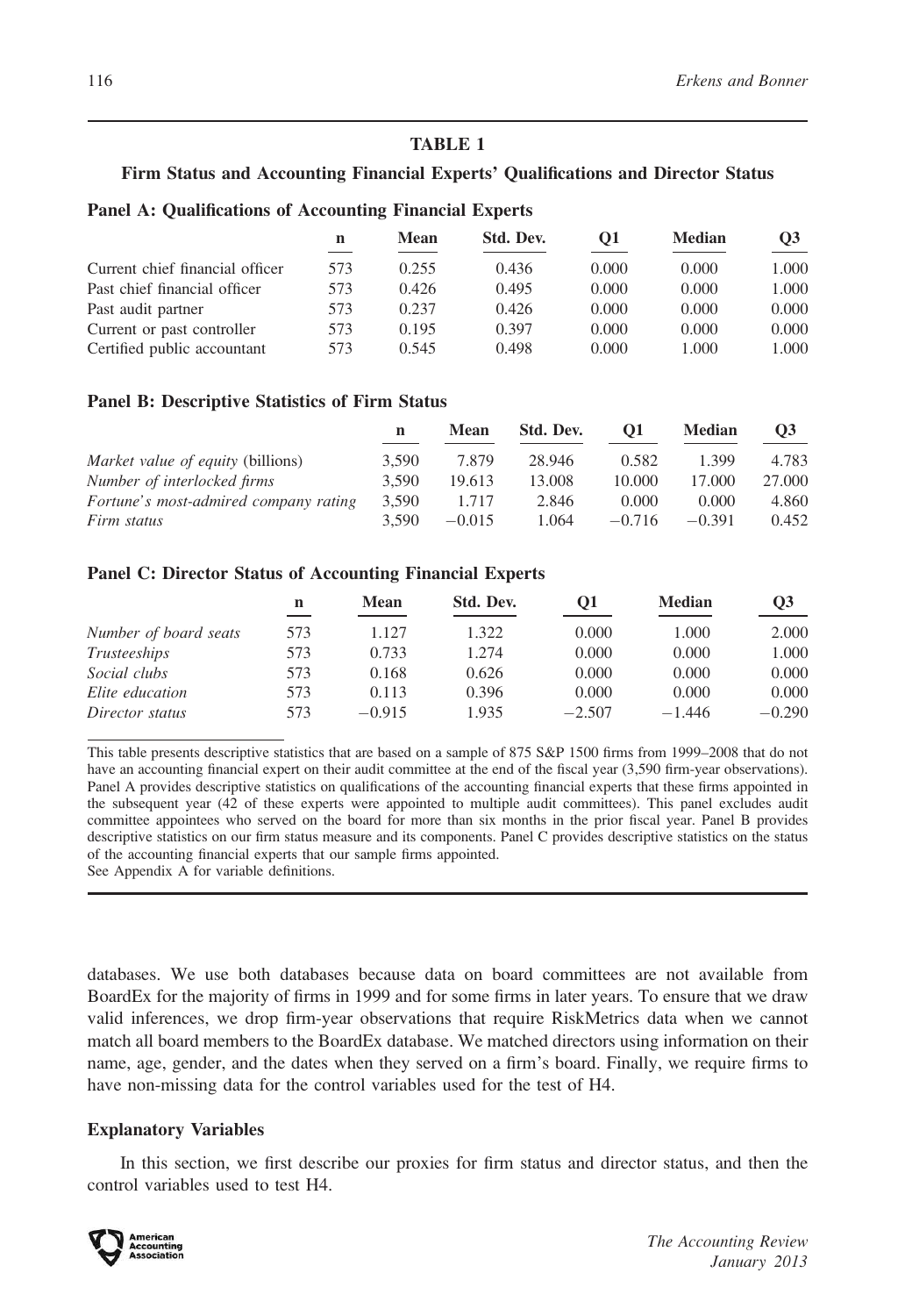**TABLE 1**

**Firm Status and Accounting Financial Experts' Qualifications and Director Status**

**Panel A: Qualifications of Accounting Financial Experts**

| | n | Mean | Std. Dev. | Q1 | Median | Q3 |
|---|---|---|---|---|---|---|
| Current chief financial officer | 573 | 0.255 | 0.436 | 0.000 | 0.000 | 1.000 |
| Past chief financial officer | 573 | 0.426 | 0.495 | 0.000 | 0.000 | 1.000 |
| Past audit partner | 573 | 0.237 | 0.426 | 0.000 | 0.000 | 0.000 |
| Current or past controller | 573 | 0.195 | 0.397 | 0.000 | 0.000 | 0.000 |
| Certified public accountant | 573 | 0.545 | 0.498 | 0.000 | 1.000 | 1.000 |

**Panel B: Descriptive Statistics of Firm Status**

| | n | Mean | Std. Dev. | Q1 | Median | Q3 |
|---|---|---|---|---|---|---|
| *Market value of equity* (billions) | 3,590 | 7.879 | 28.946 | 0.582 | 1.399 | 4.783 |
| *Number of interlocked firms* | 3,590 | 19.613 | 13.008 | 10.000 | 17.000 | 27.000 |
| *Fortune's most-admired company rating* | 3,590 | 1.717 | 2.846 | 0.000 | 0.000 | 4.860 |
| *Firm status* | 3,590 | −0.015 | 1.064 | −0.716 | −0.391 | 0.452 |

**Panel C: Director Status of Accounting Financial Experts**

| | n | Mean | Std. Dev. | Q1 | Median | Q3 |
|---|---|---|---|---|---|---|
| *Number of board seats* | 573 | 1.127 | 1.322 | 0.000 | 1.000 | 2.000 |
| *Trusteeships* | 573 | 0.733 | 1.274 | 0.000 | 0.000 | 1.000 |
| *Social clubs* | 573 | 0.168 | 0.626 | 0.000 | 0.000 | 0.000 |
| *Elite education* | 573 | 0.113 | 0.396 | 0.000 | 0.000 | 0.000 |
| *Director status* | 573 | −0.915 | 1.935 | −2.507 | −1.446 | −0.290 |

This table presents descriptive statistics that are based on a sample of 875 S&P 1500 firms from 1999–2008 that do not have an accounting financial expert on their audit committee at the end of the fiscal year (3,590 firm-year observations). Panel A provides descriptive statistics on qualifications of the accounting financial experts that these firms appointed in the subsequent year (42 of these experts were appointed to multiple audit committees). This panel excludes audit committee appointees who served on the board for more than six months in the prior fiscal year. Panel B provides descriptive statistics on our firm status measure and its components. Panel C provides descriptive statistics on the status of the accounting financial experts that our sample firms appointed.
See Appendix A for variable definitions.

databases. We use both databases because data on board committees are not available from BoardEx for the majority of firms in 1999 and for some firms in later years. To ensure that we draw valid inferences, we drop firm-year observations that require RiskMetrics data when we cannot match all board members to the BoardEx database. We matched directors using information on their name, age, gender, and the dates when they served on a firm's board. Finally, we require firms to have non-missing data for the control variables used for the test of H4.

## Explanatory Variables

In this section, we first describe our proxies for firm status and director status, and then the control variables used to test H4.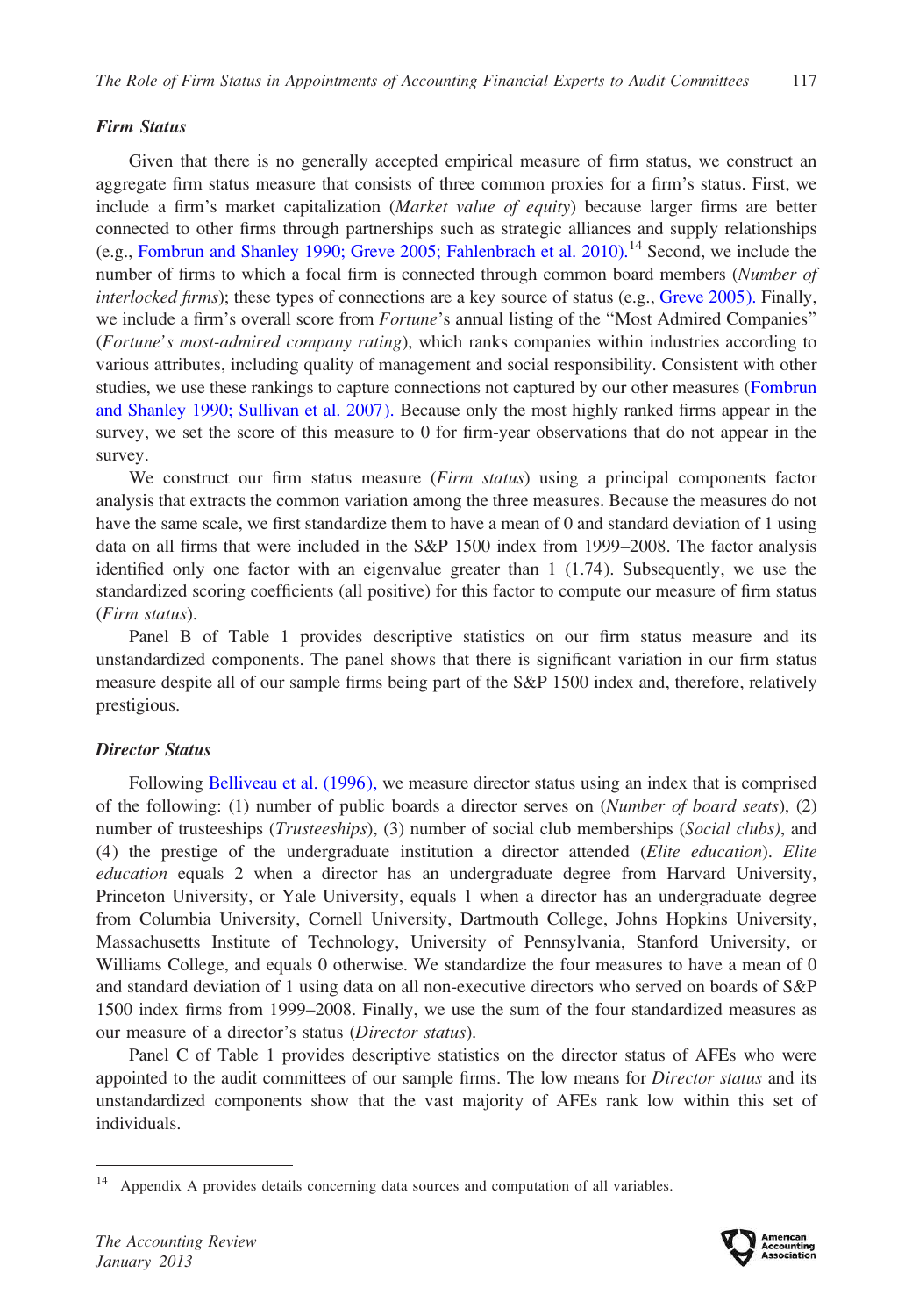### *Firm Status*

Given that there is no generally accepted empirical measure of firm status, we construct an aggregate firm status measure that consists of three common proxies for a firm's status. First, we include a firm's market capitalization (*Market value of equity*) because larger firms are better connected to other firms through partnerships such as strategic alliances and supply relationships (e.g., Fombrun and Shanley 1990; Greve 2005; Fahlenbrach et al. 2010).[14] Second, we include the number of firms to which a focal firm is connected through common board members (*Number of interlocked firms*); these types of connections are a key source of status (e.g., Greve 2005). Finally, we include a firm's overall score from *Fortune*'s annual listing of the "Most Admired Companies" (*Fortune's most-admired company rating*), which ranks companies within industries according to various attributes, including quality of management and social responsibility. Consistent with other studies, we use these rankings to capture connections not captured by our other measures (Fombrun and Shanley 1990; Sullivan et al. 2007). Because only the most highly ranked firms appear in the survey, we set the score of this measure to 0 for firm-year observations that do not appear in the survey.

We construct our firm status measure (*Firm status*) using a principal components factor analysis that extracts the common variation among the three measures. Because the measures do not have the same scale, we first standardize them to have a mean of 0 and standard deviation of 1 using data on all firms that were included in the S&P 1500 index from 1999–2008. The factor analysis identified only one factor with an eigenvalue greater than 1 (1.74). Subsequently, we use the standardized scoring coefficients (all positive) for this factor to compute our measure of firm status (*Firm status*).

Panel B of Table 1 provides descriptive statistics on our firm status measure and its unstandardized components. The panel shows that there is significant variation in our firm status measure despite all of our sample firms being part of the S&P 1500 index and, therefore, relatively prestigious.

### *Director Status*

Following Belliveau et al. (1996), we measure director status using an index that is comprised of the following: (1) number of public boards a director serves on (*Number of board seats*), (2) number of trusteeships (*Trusteeships*), (3) number of social club memberships (*Social clubs*), and (4) the prestige of the undergraduate institution a director attended (*Elite education*). *Elite education* equals 2 when a director has an undergraduate degree from Harvard University, Princeton University, or Yale University, equals 1 when a director has an undergraduate degree from Columbia University, Cornell University, Dartmouth College, Johns Hopkins University, Massachusetts Institute of Technology, University of Pennsylvania, Stanford University, or Williams College, and equals 0 otherwise. We standardize the four measures to have a mean of 0 and standard deviation of 1 using data on all non-executive directors who served on boards of S&P 1500 index firms from 1999–2008. Finally, we use the sum of the four standardized measures as our measure of a director's status (*Director status*).

Panel C of Table 1 provides descriptive statistics on the director status of AFEs who were appointed to the audit committees of our sample firms. The low means for *Director status* and its unstandardized components show that the vast majority of AFEs rank low within this set of individuals.

---

[14] Appendix A provides details concerning data sources and computation of all variables.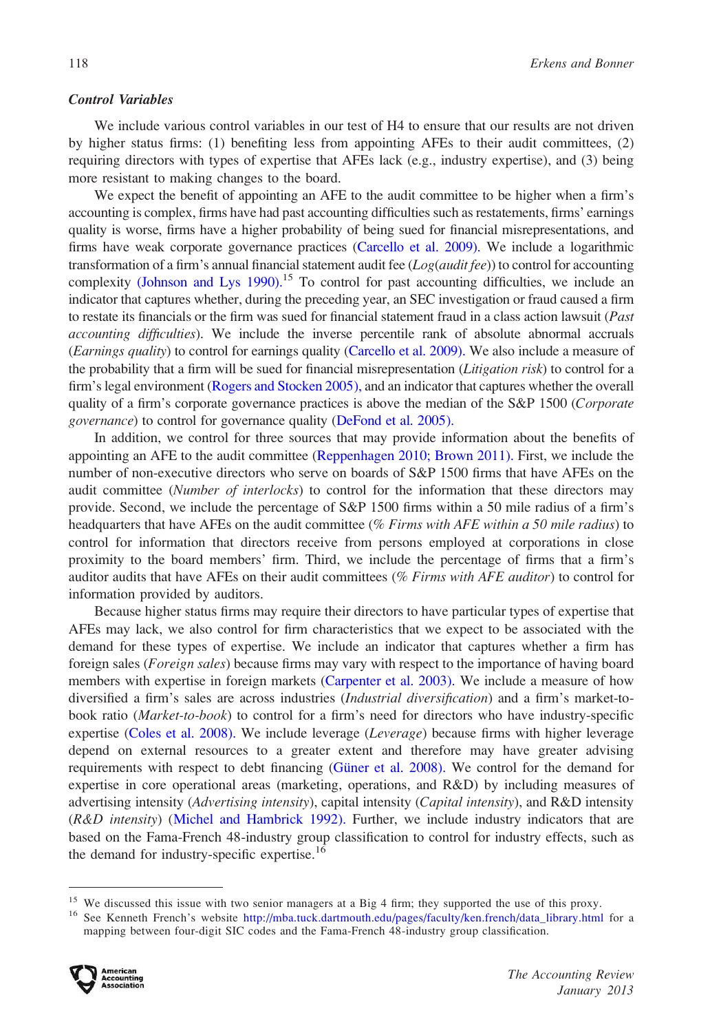### *Control Variables*

We include various control variables in our test of H4 to ensure that our results are not driven by higher status firms: (1) benefiting less from appointing AFEs to their audit committees, (2) requiring directors with types of expertise that AFEs lack (e.g., industry expertise), and (3) being more resistant to making changes to the board.

We expect the benefit of appointing an AFE to the audit committee to be higher when a firm's accounting is complex, firms have had past accounting difficulties such as restatements, firms' earnings quality is worse, firms have a higher probability of being sued for financial misrepresentations, and firms have weak corporate governance practices (Carcello et al. 2009). We include a logarithmic transformation of a firm's annual financial statement audit fee (*Log*(*audit fee*)) to control for accounting complexity (Johnson and Lys 1990).[15] To control for past accounting difficulties, we include an indicator that captures whether, during the preceding year, an SEC investigation or fraud caused a firm to restate its financials or the firm was sued for financial statement fraud in a class action lawsuit (*Past accounting difficulties*). We include the inverse percentile rank of absolute abnormal accruals (*Earnings quality*) to control for earnings quality (Carcello et al. 2009). We also include a measure of the probability that a firm will be sued for financial misrepresentation (*Litigation risk*) to control for a firm's legal environment (Rogers and Stocken 2005), and an indicator that captures whether the overall quality of a firm's corporate governance practices is above the median of the S&P 1500 (*Corporate governance*) to control for governance quality (DeFond et al. 2005).

In addition, we control for three sources that may provide information about the benefits of appointing an AFE to the audit committee (Reppenhagen 2010; Brown 2011). First, we include the number of non-executive directors who serve on boards of S&P 1500 firms that have AFEs on the audit committee (*Number of interlocks*) to control for the information that these directors may provide. Second, we include the percentage of S&P 1500 firms within a 50 mile radius of a firm's headquarters that have AFEs on the audit committee (*% Firms with AFE within a 50 mile radius*) to control for information that directors receive from persons employed at corporations in close proximity to the board members' firm. Third, we include the percentage of firms that a firm's auditor audits that have AFEs on their audit committees (*% Firms with AFE auditor*) to control for information provided by auditors.

Because higher status firms may require their directors to have particular types of expertise that AFEs may lack, we also control for firm characteristics that we expect to be associated with the demand for these types of expertise. We include an indicator that captures whether a firm has foreign sales (*Foreign sales*) because firms may vary with respect to the importance of having board members with expertise in foreign markets (Carpenter et al. 2003). We include a measure of how diversified a firm's sales are across industries (*Industrial diversification*) and a firm's market-to-book ratio (*Market-to-book*) to control for a firm's need for directors who have industry-specific expertise (Coles et al. 2008). We include leverage (*Leverage*) because firms with higher leverage depend on external resources to a greater extent and therefore may have greater advising requirements with respect to debt financing (Güner et al. 2008). We control for the demand for expertise in core operational areas (marketing, operations, and R&D) by including measures of advertising intensity (*Advertising intensity*), capital intensity (*Capital intensity*), and R&D intensity (*R&D intensity*) (Michel and Hambrick 1992). Further, we include industry indicators that are based on the Fama-French 48-industry group classification to control for industry effects, such as the demand for industry-specific expertise.[16]

---

[15] We discussed this issue with two senior managers at a Big 4 firm; they supported the use of this proxy.

[16] See Kenneth French's website http://mba.tuck.dartmouth.edu/pages/faculty/ken.french/data_library.html for a mapping between four-digit SIC codes and the Fama-French 48-industry group classification.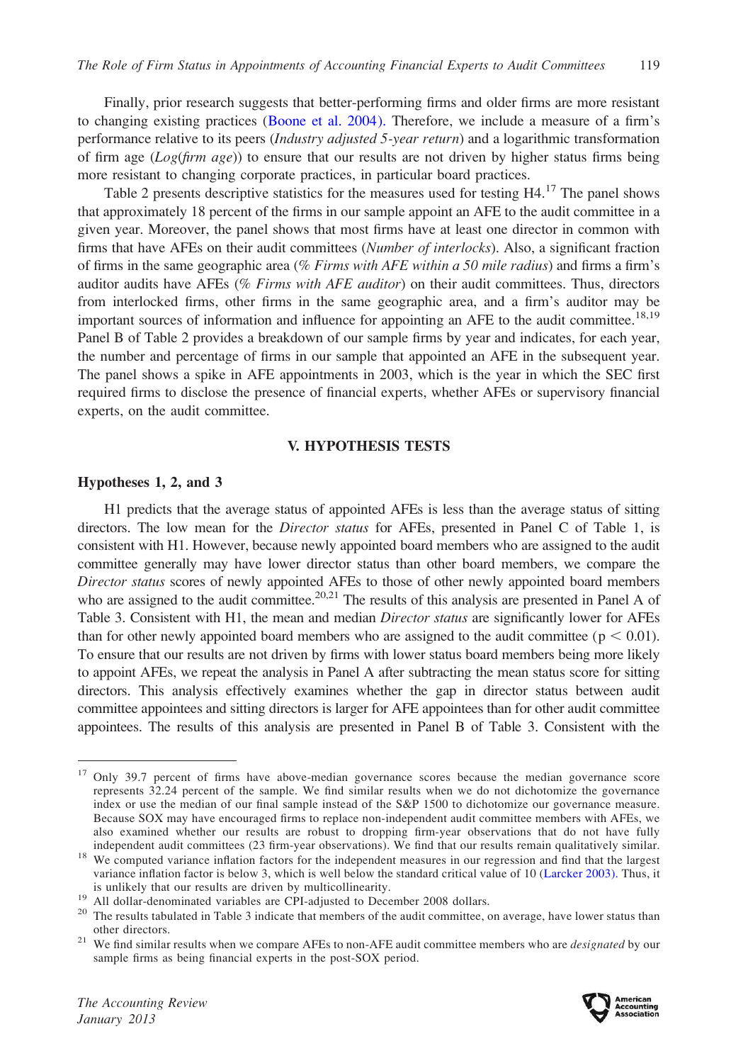Finally, prior research suggests that better-performing firms and older firms are more resistant to changing existing practices (Boone et al. 2004). Therefore, we include a measure of a firm's performance relative to its peers (*Industry adjusted 5-year return*) and a logarithmic transformation of firm age (*Log(firm age)*) to ensure that our results are not driven by higher status firms being more resistant to changing corporate practices, in particular board practices.

Table 2 presents descriptive statistics for the measures used for testing H4.[17] The panel shows that approximately 18 percent of the firms in our sample appoint an AFE to the audit committee in a given year. Moreover, the panel shows that most firms have at least one director in common with firms that have AFEs on their audit committees (*Number of interlocks*). Also, a significant fraction of firms in the same geographic area (*% Firms with AFE within a 50 mile radius*) and firms a firm's auditor audits have AFEs (*% Firms with AFE auditor*) on their audit committees. Thus, directors from interlocked firms, other firms in the same geographic area, and a firm's auditor may be important sources of information and influence for appointing an AFE to the audit committee.[18,19] Panel B of Table 2 provides a breakdown of our sample firms by year and indicates, for each year, the number and percentage of firms in our sample that appointed an AFE in the subsequent year. The panel shows a spike in AFE appointments in 2003, which is the year in which the SEC first required firms to disclose the presence of financial experts, whether AFEs or supervisory financial experts, on the audit committee.

## V. HYPOTHESIS TESTS

### Hypotheses 1, 2, and 3

H1 predicts that the average status of appointed AFEs is less than the average status of sitting directors. The low mean for the *Director status* for AFEs, presented in Panel C of Table 1, is consistent with H1. However, because newly appointed board members who are assigned to the audit committee generally may have lower director status than other board members, we compare the *Director status* scores of newly appointed AFEs to those of other newly appointed board members who are assigned to the audit committee.[20,21] The results of this analysis are presented in Panel A of Table 3. Consistent with H1, the mean and median *Director status* are significantly lower for AFEs than for other newly appointed board members who are assigned to the audit committee ($p < 0.01$). To ensure that our results are not driven by firms with lower status board members being more likely to appoint AFEs, we repeat the analysis in Panel A after subtracting the mean status score for sitting directors. This analysis effectively examines whether the gap in director status between audit committee appointees and sitting directors is larger for AFE appointees than for other audit committee appointees. The results of this analysis are presented in Panel B of Table 3. Consistent with the

---

[17] Only 39.7 percent of firms have above-median governance scores because the median governance score represents 32.24 percent of the sample. We find similar results when we do not dichotomize the governance index or use the median of our final sample instead of the S&P 1500 to dichotomize our governance measure. Because SOX may have encouraged firms to replace non-independent audit committee members with AFEs, we also examined whether our results are robust to dropping firm-year observations that do not have fully independent audit committees (23 firm-year observations). We find that our results remain qualitatively similar.

[18] We computed variance inflation factors for the independent measures in our regression and find that the largest variance inflation factor is below 3, which is well below the standard critical value of 10 (Larcker 2003). Thus, it is unlikely that our results are driven by multicollinearity.

[19] All dollar-denominated variables are CPI-adjusted to December 2008 dollars.

[20] The results tabulated in Table 3 indicate that members of the audit committee, on average, have lower status than other directors.

[21] We find similar results when we compare AFEs to non-AFE audit committee members who are *designated* by our sample firms as being financial experts in the post-SOX period.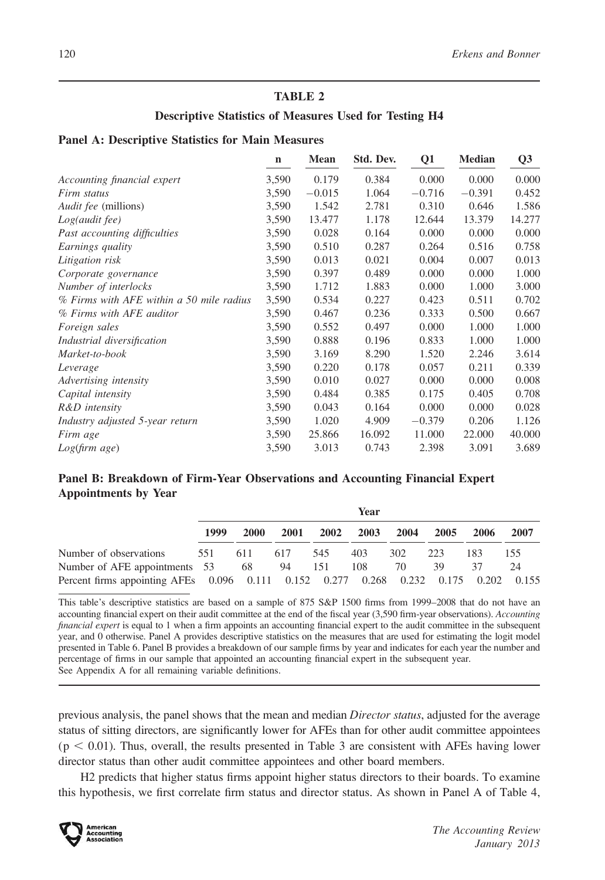**TABLE 2**

**Descriptive Statistics of Measures Used for Testing H4**

**Panel A: Descriptive Statistics for Main Measures**

| | n | Mean | Std. Dev. | Q1 | Median | Q3 |
|---|---|---|---|---|---|---|
| *Accounting financial expert* | 3,590 | 0.179 | 0.384 | 0.000 | 0.000 | 0.000 |
| *Firm status* | 3,590 | −0.015 | 1.064 | −0.716 | −0.391 | 0.452 |
| *Audit fee* (millions) | 3,590 | 1.542 | 2.781 | 0.310 | 0.646 | 1.586 |
| *Log(audit fee)* | 3,590 | 13.477 | 1.178 | 12.644 | 13.379 | 14.277 |
| *Past accounting difficulties* | 3,590 | 0.028 | 0.164 | 0.000 | 0.000 | 0.000 |
| *Earnings quality* | 3,590 | 0.510 | 0.287 | 0.264 | 0.516 | 0.758 |
| *Litigation risk* | 3,590 | 0.013 | 0.021 | 0.004 | 0.007 | 0.013 |
| *Corporate governance* | 3,590 | 0.397 | 0.489 | 0.000 | 0.000 | 1.000 |
| *Number of interlocks* | 3,590 | 1.712 | 1.883 | 0.000 | 1.000 | 3.000 |
| *% Firms with AFE within a 50 mile radius* | 3,590 | 0.534 | 0.227 | 0.423 | 0.511 | 0.702 |
| *% Firms with AFE auditor* | 3,590 | 0.467 | 0.236 | 0.333 | 0.500 | 0.667 |
| *Foreign sales* | 3,590 | 0.552 | 0.497 | 0.000 | 1.000 | 1.000 |
| *Industrial diversification* | 3,590 | 0.888 | 0.196 | 0.833 | 1.000 | 1.000 |
| *Market-to-book* | 3,590 | 3.169 | 8.290 | 1.520 | 2.246 | 3.614 |
| *Leverage* | 3,590 | 0.220 | 0.178 | 0.057 | 0.211 | 0.339 |
| *Advertising intensity* | 3,590 | 0.010 | 0.027 | 0.000 | 0.000 | 0.008 |
| *Capital intensity* | 3,590 | 0.484 | 0.385 | 0.175 | 0.405 | 0.708 |
| *R&D intensity* | 3,590 | 0.043 | 0.164 | 0.000 | 0.000 | 0.028 |
| *Industry adjusted 5-year return* | 3,590 | 1.020 | 4.909 | −0.379 | 0.206 | 1.126 |
| *Firm age* | 3,590 | 25.866 | 16.092 | 11.000 | 22.000 | 40.000 |
| *Log(firm age)* | 3,590 | 3.013 | 0.743 | 2.398 | 3.091 | 3.689 |

**Panel B: Breakdown of Firm-Year Observations and Accounting Financial Expert Appointments by Year**

| | Year | | | | | | | | |
|---|---|---|---|---|---|---|---|---|---|
| | 1999 | 2000 | 2001 | 2002 | 2003 | 2004 | 2005 | 2006 | 2007 |
| Number of observations | 551 | 611 | 617 | 545 | 403 | 302 | 223 | 183 | 155 |
| Number of AFE appointments | 53 | 68 | 94 | 151 | 108 | 70 | 39 | 37 | 24 |
| Percent firms appointing AFEs | 0.096 | 0.111 | 0.152 | 0.277 | 0.268 | 0.232 | 0.175 | 0.202 | 0.155 |

This table's descriptive statistics are based on a sample of 875 S&P 1500 firms from 1999–2008 that do not have an accounting financial expert on their audit committee at the end of the fiscal year (3,590 firm-year observations). *Accounting financial expert* is equal to 1 when a firm appoints an accounting financial expert to the audit committee in the subsequent year, and 0 otherwise. Panel A provides descriptive statistics on the measures that are used for estimating the logit model presented in Table 6. Panel B provides a breakdown of our sample firms by year and indicates for each year the number and percentage of firms in our sample that appointed an accounting financial expert in the subsequent year.
See Appendix A for all remaining variable definitions.

previous analysis, the panel shows that the mean and median *Director status*, adjusted for the average status of sitting directors, are significantly lower for AFEs than for other audit committee appointees ($p < 0.01$). Thus, overall, the results presented in Table 3 are consistent with AFEs having lower director status than other audit committee appointees and other board members.

H2 predicts that higher status firms appoint higher status directors to their boards. To examine this hypothesis, we first correlate firm status and director status. As shown in Panel A of Table 4,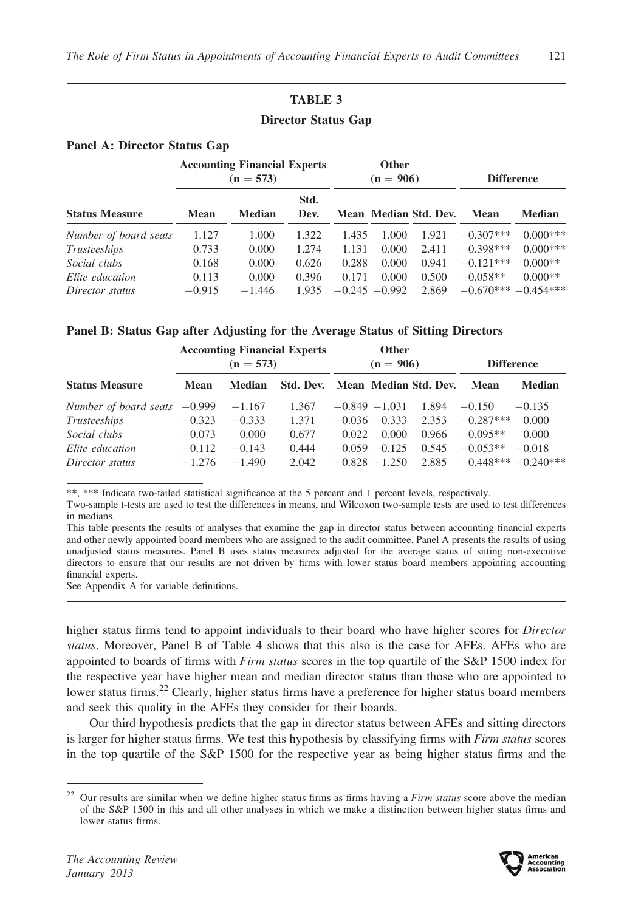**TABLE 3**

**Director Status Gap**

**Panel A: Director Status Gap**

| | Accounting Financial Experts (n = 573) | | | Other (n = 906) | | | Difference | |
|---|---|---|---|---|---|---|---|---|
| **Status Measure** | **Mean** | **Median** | **Std. Dev.** | **Mean** | **Median** | **Std. Dev.** | **Mean** | **Median** |
| *Number of board seats* | 1.127 | 1.000 | 1.322 | 1.435 | 1.000 | 1.921 | −0.307*** | 0.000*** |
| *Trusteeships* | 0.733 | 0.000 | 1.274 | 1.131 | 0.000 | 2.411 | −0.398*** | 0.000*** |
| *Social clubs* | 0.168 | 0.000 | 0.626 | 0.288 | 0.000 | 0.941 | −0.121*** | 0.000** |
| *Elite education* | 0.113 | 0.000 | 0.396 | 0.171 | 0.000 | 0.500 | −0.058** | 0.000** |
| *Director status* | −0.915 | −1.446 | 1.935 | −0.245 | −0.992 | 2.869 | −0.670*** | −0.454*** |

**Panel B: Status Gap after Adjusting for the Average Status of Sitting Directors**

| | Accounting Financial Experts (n = 573) | | | Other (n = 906) | | | Difference | |
|---|---|---|---|---|---|---|---|---|
| **Status Measure** | **Mean** | **Median** | **Std. Dev.** | **Mean** | **Median** | **Std. Dev.** | **Mean** | **Median** |
| *Number of board seats* | −0.999 | −1.167 | 1.367 | −0.849 | −1.031 | 1.894 | −0.150 | −0.135 |
| *Trusteeships* | −0.323 | −0.333 | 1.371 | −0.036 | −0.333 | 2.353 | −0.287*** | 0.000 |
| *Social clubs* | −0.073 | 0.000 | 0.677 | 0.022 | 0.000 | 0.966 | −0.095** | 0.000 |
| *Elite education* | −0.112 | −0.143 | 0.444 | −0.059 | −0.125 | 0.545 | −0.053** | −0.018 |
| *Director status* | −1.276 | −1.490 | 2.042 | −0.828 | −1.250 | 2.885 | −0.448*** | −0.240*** |

**, *** Indicate two-tailed statistical significance at the 5 percent and 1 percent levels, respectively.

Two-sample t-tests are used to test the differences in means, and Wilcoxon two-sample tests are used to test differences in medians.

This table presents the results of analyses that examine the gap in director status between accounting financial experts and other newly appointed board members who are assigned to the audit committee. Panel A presents the results of using unadjusted status measures. Panel B uses status measures adjusted for the average status of sitting non-executive directors to ensure that our results are not driven by firms with lower status board members appointing accounting financial experts.

See Appendix A for variable definitions.

higher status firms tend to appoint individuals to their board who have higher scores for *Director status*. Moreover, Panel B of Table 4 shows that this also is the case for AFEs. AFEs who are appointed to boards of firms with *Firm status* scores in the top quartile of the S&P 1500 index for the respective year have higher mean and median director status than those who are appointed to lower status firms.[22] Clearly, higher status firms have a preference for higher status board members and seek this quality in the AFEs they consider for their boards.

Our third hypothesis predicts that the gap in director status between AFEs and sitting directors is larger for higher status firms. We test this hypothesis by classifying firms with *Firm status* scores in the top quartile of the S&P 1500 for the respective year as being higher status firms and the

[22] Our results are similar when we define higher status firms as firms having a *Firm status* score above the median of the S&P 1500 in this and all other analyses in which we make a distinction between higher status firms and lower status firms.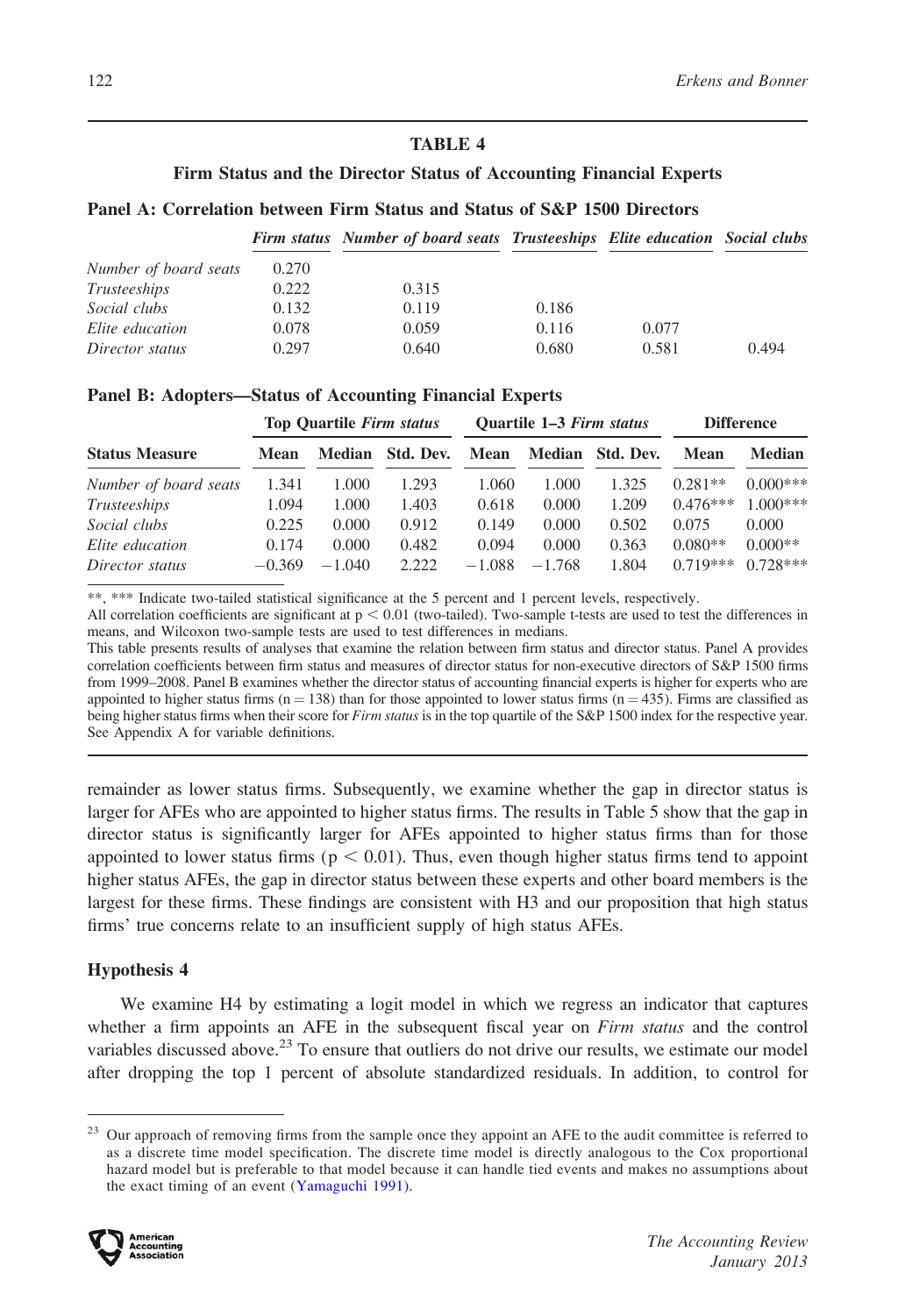## TABLE 4

### Firm Status and the Director Status of Accounting Financial Experts

**Panel A: Correlation between Firm Status and Status of S&P 1500 Directors**

| | *Firm status* | *Number of board seats* | *Trusteeships* | *Elite education* | *Social clubs* |
|---|---|---|---|---|---|
| *Number of board seats* | 0.270 | | | | |
| *Trusteeships* | 0.222 | 0.315 | | | |
| *Social clubs* | 0.132 | 0.119 | 0.186 | | |
| *Elite education* | 0.078 | 0.059 | 0.116 | 0.077 | |
| *Director status* | 0.297 | 0.640 | 0.680 | 0.581 | 0.494 |

**Panel B: Adopters—Status of Accounting Financial Experts**

| | Top Quartile *Firm status* | | | Quartile 1–3 *Firm status* | | | Difference | |
|---|---|---|---|---|---|---|---|---|
| **Status Measure** | **Mean** | **Median** | **Std. Dev.** | **Mean** | **Median** | **Std. Dev.** | **Mean** | **Median** |
| *Number of board seats* | 1.341 | 1.000 | 1.293 | 1.060 | 1.000 | 1.325 | 0.281** | 0.000*** |
| *Trusteeships* | 1.094 | 1.000 | 1.403 | 0.618 | 0.000 | 1.209 | 0.476*** | 1.000*** |
| *Social clubs* | 0.225 | 0.000 | 0.912 | 0.149 | 0.000 | 0.502 | 0.075 | 0.000 |
| *Elite education* | 0.174 | 0.000 | 0.482 | 0.094 | 0.000 | 0.363 | 0.080** | 0.000** |
| *Director status* | −0.369 | −1.040 | 2.222 | −1.088 | −1.768 | 1.804 | 0.719*** | 0.728*** |

**, *** Indicate two-tailed statistical significance at the 5 percent and 1 percent levels, respectively.

All correlation coefficients are significant at $p < 0.01$ (two-tailed). Two-sample t-tests are used to test the differences in means, and Wilcoxon two-sample tests are used to test differences in medians.

This table presents results of analyses that examine the relation between firm status and director status. Panel A provides correlation coefficients between firm status and measures of director status for non-executive directors of S&P 1500 firms from 1999–2008. Panel B examines whether the director status of accounting financial experts is higher for experts who are appointed to higher status firms ($n = 138$) than for those appointed to lower status firms ($n = 435$). Firms are classified as being higher status firms when their score for *Firm status* is in the top quartile of the S&P 1500 index for the respective year. See Appendix A for variable definitions.

remainder as lower status firms. Subsequently, we examine whether the gap in director status is larger for AFEs who are appointed to higher status firms. The results in Table 5 show that the gap in director status is significantly larger for AFEs appointed to higher status firms than for those appointed to lower status firms ($p < 0.01$). Thus, even though higher status firms tend to appoint higher status AFEs, the gap in director status between these experts and other board members is the largest for these firms. These findings are consistent with H3 and our proposition that high status firms' true concerns relate to an insufficient supply of high status AFEs.

### Hypothesis 4

We examine H4 by estimating a logit model in which we regress an indicator that captures whether a firm appoints an AFE in the subsequent fiscal year on *Firm status* and the control variables discussed above.[23] To ensure that outliers do not drive our results, we estimate our model after dropping the top 1 percent of absolute standardized residuals. In addition, to control for

[23] Our approach of removing firms from the sample once they appoint an AFE to the audit committee is referred to as a discrete time model specification. The discrete time model is directly analogous to the Cox proportional hazard model but is preferable to that model because it can handle tied events and makes no assumptions about the exact timing of an event (Yamaguchi 1991).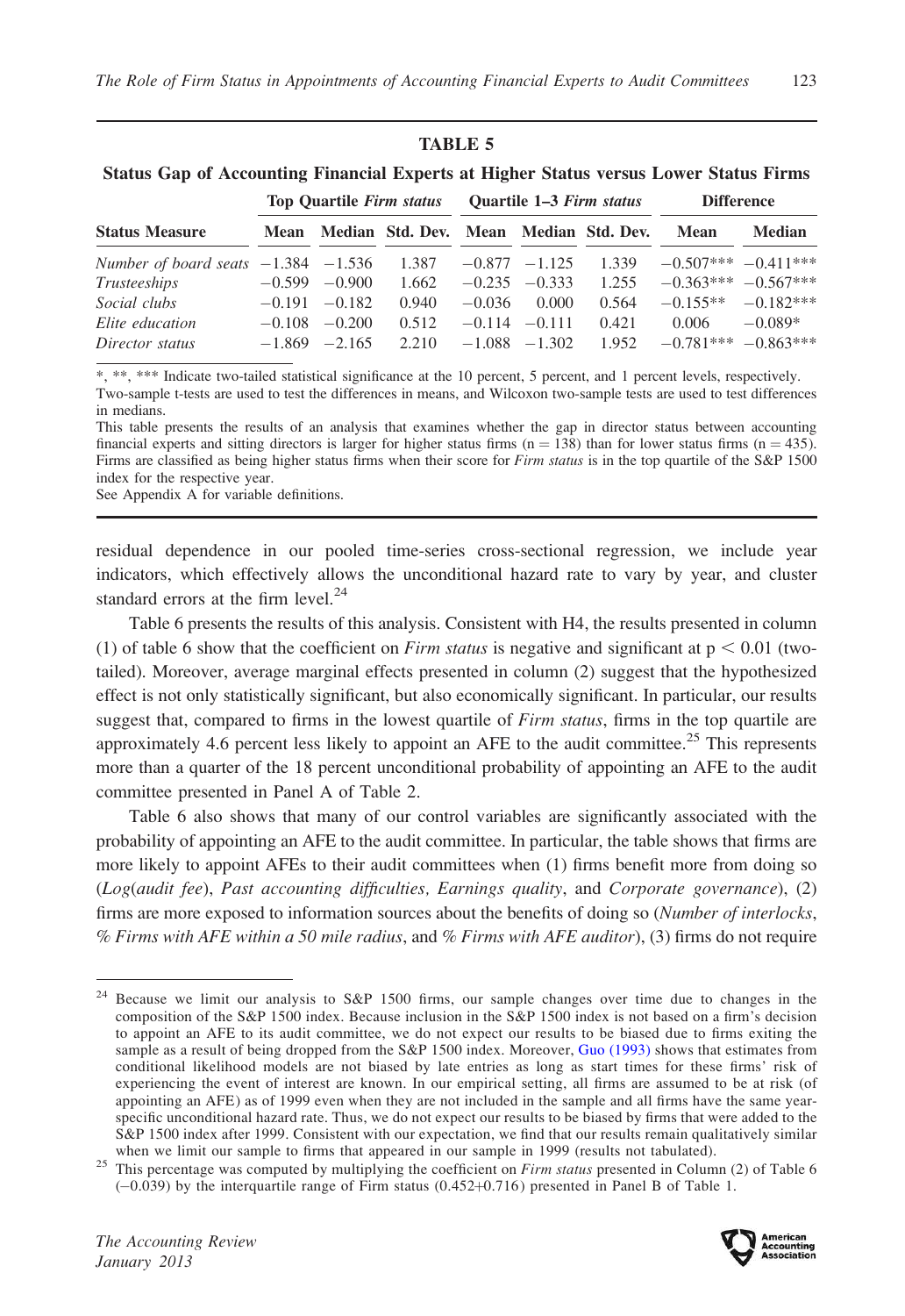**TABLE 5**

**Status Gap of Accounting Financial Experts at Higher Status versus Lower Status Firms**

| Status Measure | Top Quartile *Firm status* | | | Quartile 1–3 *Firm status* | | | Difference | |
|---|---|---|---|---|---|---|---|---|
| | Mean | Median | Std. Dev. | Mean | Median | Std. Dev. | Mean | Median |
| *Number of board seats* | −1.384 | −1.536 | 1.387 | −0.877 | −1.125 | 1.339 | −0.507*** | −0.411*** |
| *Trusteeships* | −0.599 | −0.900 | 1.662 | −0.235 | −0.333 | 1.255 | −0.363*** | −0.567*** |
| *Social clubs* | −0.191 | −0.182 | 0.940 | −0.036 | 0.000 | 0.564 | −0.155** | −0.182*** |
| *Elite education* | −0.108 | −0.200 | 0.512 | −0.114 | −0.111 | 0.421 | 0.006 | −0.089* |
| *Director status* | −1.869 | −2.165 | 2.210 | −1.088 | −1.302 | 1.952 | −0.781*** | −0.863*** |

*, **, *** Indicate two-tailed statistical significance at the 10 percent, 5 percent, and 1 percent levels, respectively.
Two-sample t-tests are used to test the differences in means, and Wilcoxon two-sample tests are used to test differences in medians.
This table presents the results of an analysis that examines whether the gap in director status between accounting financial experts and sitting directors is larger for higher status firms ($n = 138$) than for lower status firms ($n = 435$). Firms are classified as being higher status firms when their score for *Firm status* is in the top quartile of the S&P 1500 index for the respective year.
See Appendix A for variable definitions.

residual dependence in our pooled time-series cross-sectional regression, we include year indicators, which effectively allows the unconditional hazard rate to vary by year, and cluster standard errors at the firm level.[24]

Table 6 presents the results of this analysis. Consistent with H4, the results presented in column (1) of table 6 show that the coefficient on *Firm status* is negative and significant at $p < 0.01$ (two-tailed). Moreover, average marginal effects presented in column (2) suggest that the hypothesized effect is not only statistically significant, but also economically significant. In particular, our results suggest that, compared to firms in the lowest quartile of *Firm status*, firms in the top quartile are approximately 4.6 percent less likely to appoint an AFE to the audit committee.[25] This represents more than a quarter of the 18 percent unconditional probability of appointing an AFE to the audit committee presented in Panel A of Table 2.

Table 6 also shows that many of our control variables are significantly associated with the probability of appointing an AFE to the audit committee. In particular, the table shows that firms are more likely to appoint AFEs to their audit committees when (1) firms benefit more from doing so (*Log(audit fee)*, *Past accounting difficulties, Earnings quality*, and *Corporate governance*), (2) firms are more exposed to information sources about the benefits of doing so (*Number of interlocks*, *% Firms with AFE within a 50 mile radius*, and *% Firms with AFE auditor*), (3) firms do not require

[24] Because we limit our analysis to S&P 1500 firms, our sample changes over time due to changes in the composition of the S&P 1500 index. Because inclusion in the S&P 1500 index is not based on a firm's decision to appoint an AFE to its audit committee, we do not expect our results to be biased due to firms exiting the sample as a result of being dropped from the S&P 1500 index. Moreover, Guo (1993) shows that estimates from conditional likelihood models are not biased by late entries as long as start times for these firms' risk of experiencing the event of interest are known. In our empirical setting, all firms are assumed to be at risk (of appointing an AFE) as of 1999 even when they are not included in the sample and all firms have the same year-specific unconditional hazard rate. Thus, we do not expect our results to be biased by firms that were added to the S&P 1500 index after 1999. Consistent with our expectation, we find that our results remain qualitatively similar when we limit our sample to firms that appeared in our sample in 1999 (results not tabulated).

[25] This percentage was computed by multiplying the coefficient on *Firm status* presented in Column (2) of Table 6 (−0.039) by the interquartile range of Firm status (0.452+0.716) presented in Panel B of Table 1.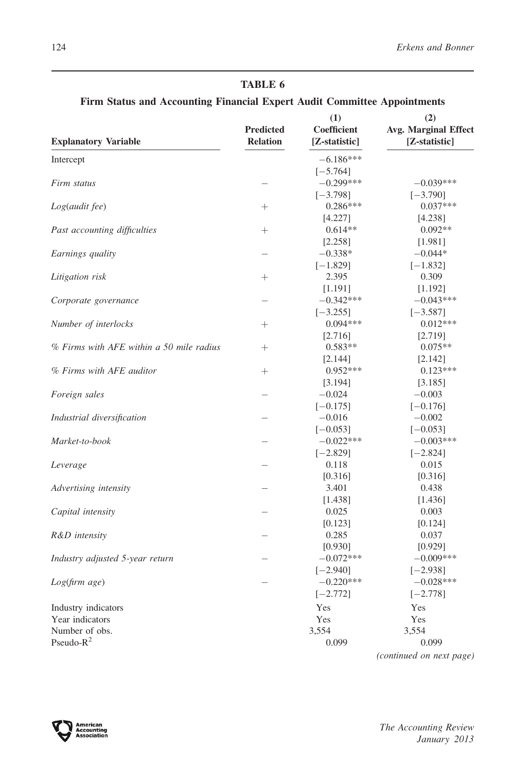## TABLE 6

### Firm Status and Accounting Financial Expert Audit Committee Appointments

| Explanatory Variable | Predicted Relation | (1) Coefficient [Z-statistic] | (2) Avg. Marginal Effect [Z-statistic] |
|---|---|---|---|
| Intercept | | −6.186*** | |
| | | [−5.764] | |
| *Firm status* | − | −0.299*** | −0.039*** |
| | | [−3.798] | [−3.790] |
| *Log(audit fee)* | + | 0.286*** | 0.037*** |
| | | [4.227] | [4.238] |
| *Past accounting difficulties* | + | 0.614** | 0.092** |
| | | [2.258] | [1.981] |
| *Earnings quality* | − | −0.338* | −0.044* |
| | | [−1.829] | [−1.832] |
| *Litigation risk* | + | 2.395 | 0.309 |
| | | [1.191] | [1.192] |
| *Corporate governance* | − | −0.342*** | −0.043*** |
| | | [−3.255] | [−3.587] |
| *Number of interlocks* | + | 0.094*** | 0.012*** |
| | | [2.716] | [2.719] |
| *% Firms with AFE within a 50 mile radius* | + | 0.583** | 0.075** |
| | | [2.144] | [2.142] |
| *% Firms with AFE auditor* | + | 0.952*** | 0.123*** |
| | | [3.194] | [3.185] |
| *Foreign sales* | − | −0.024 | −0.003 |
| | | [−0.175] | [−0.176] |
| *Industrial diversification* | − | −0.016 | −0.002 |
| | | [−0.053] | [−0.053] |
| *Market-to-book* | − | −0.022*** | −0.003*** |
| | | [−2.829] | [−2.824] |
| *Leverage* | − | 0.118 | 0.015 |
| | | [0.316] | [0.316] |
| *Advertising intensity* | − | 3.401 | 0.438 |
| | | [1.438] | [1.436] |
| *Capital intensity* | − | 0.025 | 0.003 |
| | | [0.123] | [0.124] |
| *R&D intensity* | − | 0.285 | 0.037 |
| | | [0.930] | [0.929] |
| *Industry adjusted 5-year return* | − | −0.072*** | −0.009*** |
| | | [−2.940] | [−2.938] |
| *Log(firm age)* | − | −0.220*** | −0.028*** |
| | | [−2.772] | [−2.778] |
| Industry indicators | | Yes | Yes |
| Year indicators | | Yes | Yes |
| Number of obs. | | 3,554 | 3,554 |
| Pseudo-$R^2$ | | 0.099 | 0.099 |

*(continued on next page)*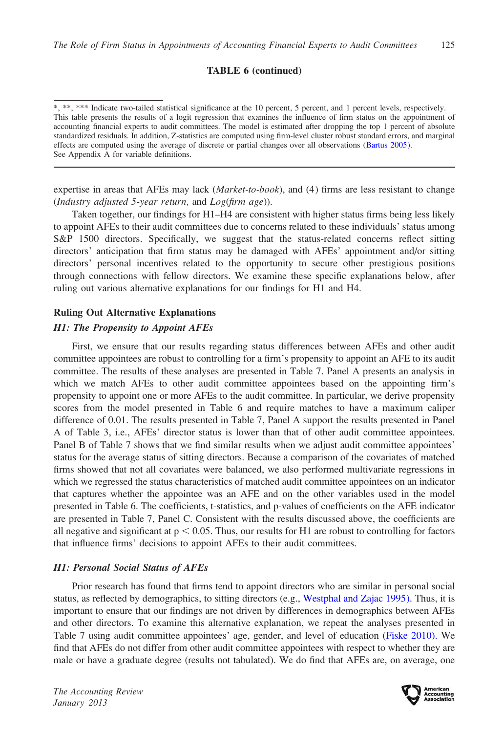**TABLE 6 (continued)**

*, **, *** Indicate two-tailed statistical significance at the 10 percent, 5 percent, and 1 percent levels, respectively.
This table presents the results of a logit regression that examines the influence of firm status on the appointment of accounting financial experts to audit committees. The model is estimated after dropping the top 1 percent of absolute standardized residuals. In addition, Z-statistics are computed using firm-level cluster robust standard errors, and marginal effects are computed using the average of discrete or partial changes over all observations (Bartus 2005).
See Appendix A for variable definitions.

expertise in areas that AFEs may lack (*Market-to-book*), and (4) firms are less resistant to change (*Industry adjusted 5-year return,* and *Log*(*firm age*)).

Taken together, our findings for H1–H4 are consistent with higher status firms being less likely to appoint AFEs to their audit committees due to concerns related to these individuals' status among S&P 1500 directors. Specifically, we suggest that the status-related concerns reflect sitting directors' anticipation that firm status may be damaged with AFEs' appointment and/or sitting directors' personal incentives related to the opportunity to secure other prestigious positions through connections with fellow directors. We examine these specific explanations below, after ruling out various alternative explanations for our findings for H1 and H4.

## Ruling Out Alternative Explanations

### *H1: The Propensity to Appoint AFEs*

First, we ensure that our results regarding status differences between AFEs and other audit committee appointees are robust to controlling for a firm's propensity to appoint an AFE to its audit committee. The results of these analyses are presented in Table 7. Panel A presents an analysis in which we match AFEs to other audit committee appointees based on the appointing firm's propensity to appoint one or more AFEs to the audit committee. In particular, we derive propensity scores from the model presented in Table 6 and require matches to have a maximum caliper difference of 0.01. The results presented in Table 7, Panel A support the results presented in Panel A of Table 3, i.e., AFEs' director status is lower than that of other audit committee appointees. Panel B of Table 7 shows that we find similar results when we adjust audit committee appointees' status for the average status of sitting directors. Because a comparison of the covariates of matched firms showed that not all covariates were balanced, we also performed multivariate regressions in which we regressed the status characteristics of matched audit committee appointees on an indicator that captures whether the appointee was an AFE and on the other variables used in the model presented in Table 6. The coefficients, t-statistics, and p-values of coefficients on the AFE indicator are presented in Table 7, Panel C. Consistent with the results discussed above, the coefficients are all negative and significant at $p < 0.05$. Thus, our results for H1 are robust to controlling for factors that influence firms' decisions to appoint AFEs to their audit committees.

### *H1: Personal Social Status of AFEs*

Prior research has found that firms tend to appoint directors who are similar in personal social status, as reflected by demographics, to sitting directors (e.g., Westphal and Zajac 1995). Thus, it is important to ensure that our findings are not driven by differences in demographics between AFEs and other directors. To examine this alternative explanation, we repeat the analyses presented in Table 7 using audit committee appointees' age, gender, and level of education (Fiske 2010). We find that AFEs do not differ from other audit committee appointees with respect to whether they are male or have a graduate degree (results not tabulated). We do find that AFEs are, on average, one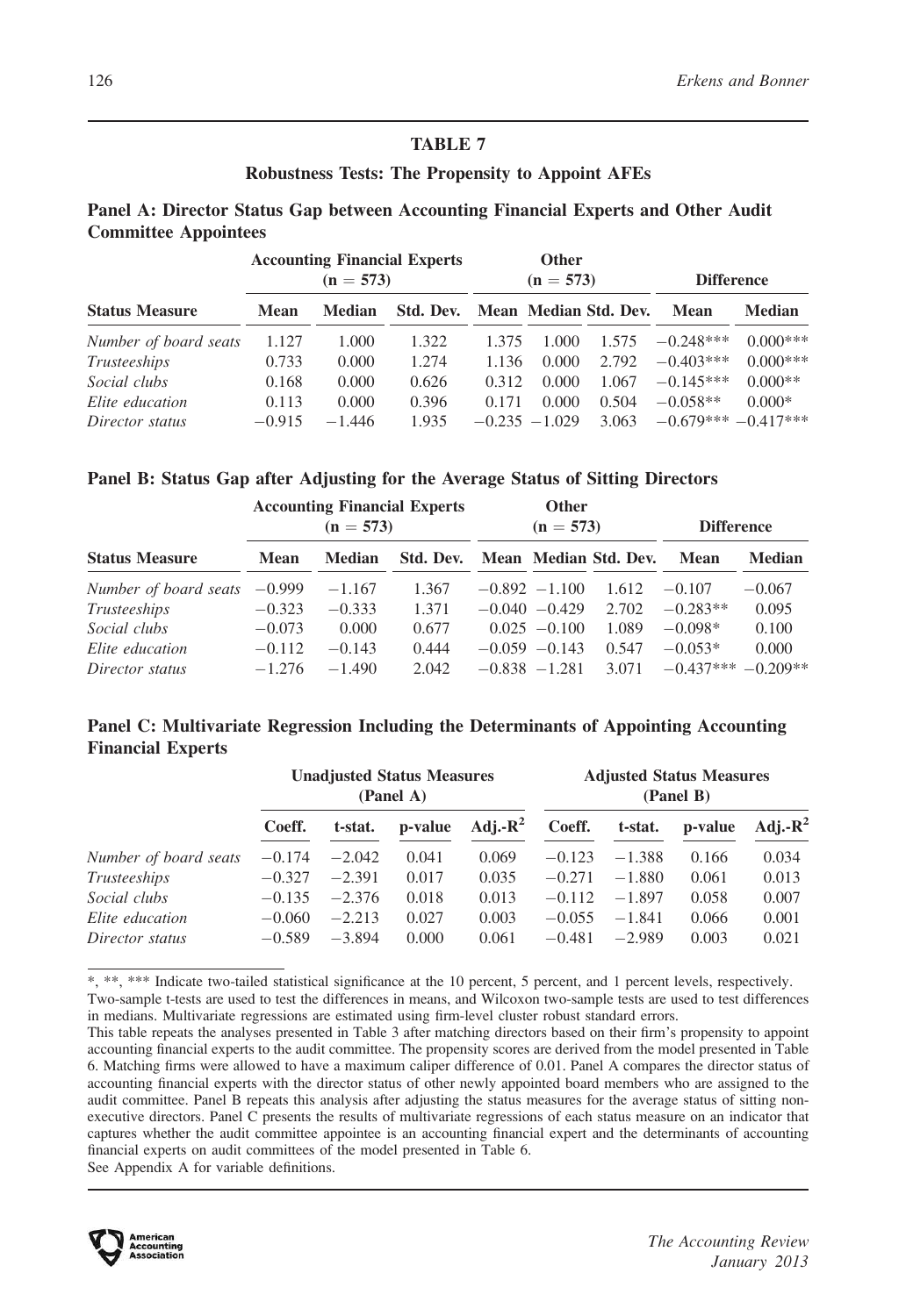## TABLE 7

### Robustness Tests: The Propensity to Appoint AFEs

#### Panel A: Director Status Gap between Accounting Financial Experts and Other Audit Committee Appointees

| | Accounting Financial Experts (n = 573) | | | Other (n = 573) | | | Difference | |
|---|---|---|---|---|---|---|---|---|
| **Status Measure** | **Mean** | **Median** | **Std. Dev.** | **Mean** | **Median** | **Std. Dev.** | **Mean** | **Median** |
| *Number of board seats* | 1.127 | 1.000 | 1.322 | 1.375 | 1.000 | 1.575 | −0.248*** | 0.000*** |
| *Trusteeships* | 0.733 | 0.000 | 1.274 | 1.136 | 0.000 | 2.792 | −0.403*** | 0.000*** |
| *Social clubs* | 0.168 | 0.000 | 0.626 | 0.312 | 0.000 | 1.067 | −0.145*** | 0.000** |
| *Elite education* | 0.113 | 0.000 | 0.396 | 0.171 | 0.000 | 0.504 | −0.058** | 0.000* |
| *Director status* | −0.915 | −1.446 | 1.935 | −0.235 | −1.029 | 3.063 | −0.679*** | −0.417*** |

#### Panel B: Status Gap after Adjusting for the Average Status of Sitting Directors

| | Accounting Financial Experts (n = 573) | | | Other (n = 573) | | | Difference | |
|---|---|---|---|---|---|---|---|---|
| **Status Measure** | **Mean** | **Median** | **Std. Dev.** | **Mean** | **Median** | **Std. Dev.** | **Mean** | **Median** |
| *Number of board seats* | −0.999 | −1.167 | 1.367 | −0.892 | −1.100 | 1.612 | −0.107 | −0.067 |
| *Trusteeships* | −0.323 | −0.333 | 1.371 | −0.040 | −0.429 | 2.702 | −0.283** | 0.095 |
| *Social clubs* | −0.073 | 0.000 | 0.677 | 0.025 | −0.100 | 1.089 | −0.098* | 0.100 |
| *Elite education* | −0.112 | −0.143 | 0.444 | −0.059 | −0.143 | 0.547 | −0.053* | 0.000 |
| *Director status* | −1.276 | −1.490 | 2.042 | −0.838 | −1.281 | 3.071 | −0.437*** | −0.209** |

#### Panel C: Multivariate Regression Including the Determinants of Appointing Accounting Financial Experts

| | Unadjusted Status Measures (Panel A) | | | | Adjusted Status Measures (Panel B) | | | |
|---|---|---|---|---|---|---|---|---|
| | **Coeff.** | **t-stat.** | **p-value** | **Adj.-$R^2$** | **Coeff.** | **t-stat.** | **p-value** | **Adj.-$R^2$** |
| *Number of board seats* | −0.174 | −2.042 | 0.041 | 0.069 | −0.123 | −1.388 | 0.166 | 0.034 |
| *Trusteeships* | −0.327 | −2.391 | 0.017 | 0.035 | −0.271 | −1.880 | 0.061 | 0.013 |
| *Social clubs* | −0.135 | −2.376 | 0.018 | 0.013 | −0.112 | −1.897 | 0.058 | 0.007 |
| *Elite education* | −0.060 | −2.213 | 0.027 | 0.003 | −0.055 | −1.841 | 0.066 | 0.001 |
| *Director status* | −0.589 | −3.894 | 0.000 | 0.061 | −0.481 | −2.989 | 0.003 | 0.021 |

*, **, *** Indicate two-tailed statistical significance at the 10 percent, 5 percent, and 1 percent levels, respectively.
Two-sample t-tests are used to test the differences in means, and Wilcoxon two-sample tests are used to test differences in medians. Multivariate regressions are estimated using firm-level cluster robust standard errors.
This table repeats the analyses presented in Table 3 after matching directors based on their firm's propensity to appoint accounting financial experts to the audit committee. The propensity scores are derived from the model presented in Table 6. Matching firms were allowed to have a maximum caliper difference of 0.01. Panel A compares the director status of accounting financial experts with the director status of other newly appointed board members who are assigned to the audit committee. Panel B repeats this analysis after adjusting the status measures for the average status of sitting non-executive directors. Panel C presents the results of multivariate regressions of each status measure on an indicator that captures whether the audit committee appointee is an accounting financial expert and the determinants of accounting financial experts on audit committees of the model presented in Table 6.
See Appendix A for variable definitions.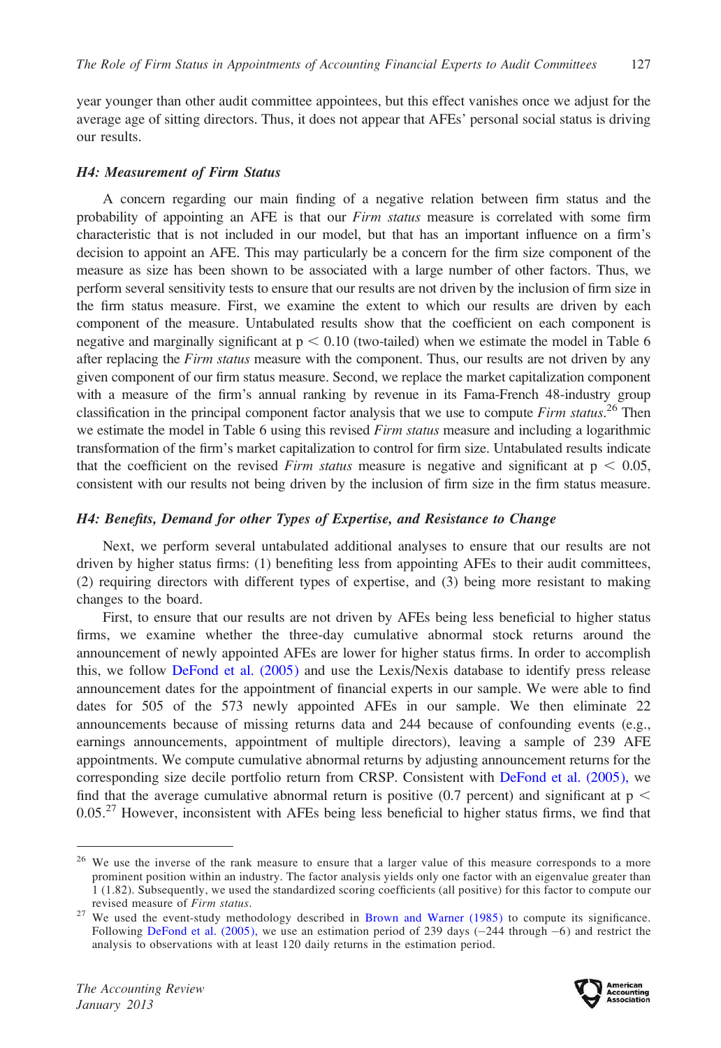year younger than other audit committee appointees, but this effect vanishes once we adjust for the average age of sitting directors. Thus, it does not appear that AFEs' personal social status is driving our results.

### *H4: Measurement of Firm Status*

A concern regarding our main finding of a negative relation between firm status and the probability of appointing an AFE is that our *Firm status* measure is correlated with some firm characteristic that is not included in our model, but that has an important influence on a firm's decision to appoint an AFE. This may particularly be a concern for the firm size component of the measure as size has been shown to be associated with a large number of other factors. Thus, we perform several sensitivity tests to ensure that our results are not driven by the inclusion of firm size in the firm status measure. First, we examine the extent to which our results are driven by each component of the measure. Untabulated results show that the coefficient on each component is negative and marginally significant at $p < 0.10$ (two-tailed) when we estimate the model in Table 6 after replacing the *Firm status* measure with the component. Thus, our results are not driven by any given component of our firm status measure. Second, we replace the market capitalization component with a measure of the firm's annual ranking by revenue in its Fama-French 48-industry group classification in the principal component factor analysis that we use to compute *Firm status*.[26] Then we estimate the model in Table 6 using this revised *Firm status* measure and including a logarithmic transformation of the firm's market capitalization to control for firm size. Untabulated results indicate that the coefficient on the revised *Firm status* measure is negative and significant at $p < 0.05$, consistent with our results not being driven by the inclusion of firm size in the firm status measure.

### *H4: Benefits, Demand for other Types of Expertise, and Resistance to Change*

Next, we perform several untabulated additional analyses to ensure that our results are not driven by higher status firms: (1) benefiting less from appointing AFEs to their audit committees, (2) requiring directors with different types of expertise, and (3) being more resistant to making changes to the board.

First, to ensure that our results are not driven by AFEs being less beneficial to higher status firms, we examine whether the three-day cumulative abnormal stock returns around the announcement of newly appointed AFEs are lower for higher status firms. In order to accomplish this, we follow DeFond et al. (2005) and use the Lexis/Nexis database to identify press release announcement dates for the appointment of financial experts in our sample. We were able to find dates for 505 of the 573 newly appointed AFEs in our sample. We then eliminate 22 announcements because of missing returns data and 244 because of confounding events (e.g., earnings announcements, appointment of multiple directors), leaving a sample of 239 AFE appointments. We compute cumulative abnormal returns by adjusting announcement returns for the corresponding size decile portfolio return from CRSP. Consistent with DeFond et al. (2005), we find that the average cumulative abnormal return is positive (0.7 percent) and significant at $p < 0.05$.[27] However, inconsistent with AFEs being less beneficial to higher status firms, we find that

---

[26] We use the inverse of the rank measure to ensure that a larger value of this measure corresponds to a more prominent position within an industry. The factor analysis yields only one factor with an eigenvalue greater than 1 (1.82). Subsequently, we used the standardized scoring coefficients (all positive) for this factor to compute our revised measure of *Firm status*.

[27] We used the event-study methodology described in Brown and Warner (1985) to compute its significance. Following DeFond et al. (2005), we use an estimation period of 239 days (−244 through −6) and restrict the analysis to observations with at least 120 daily returns in the estimation period.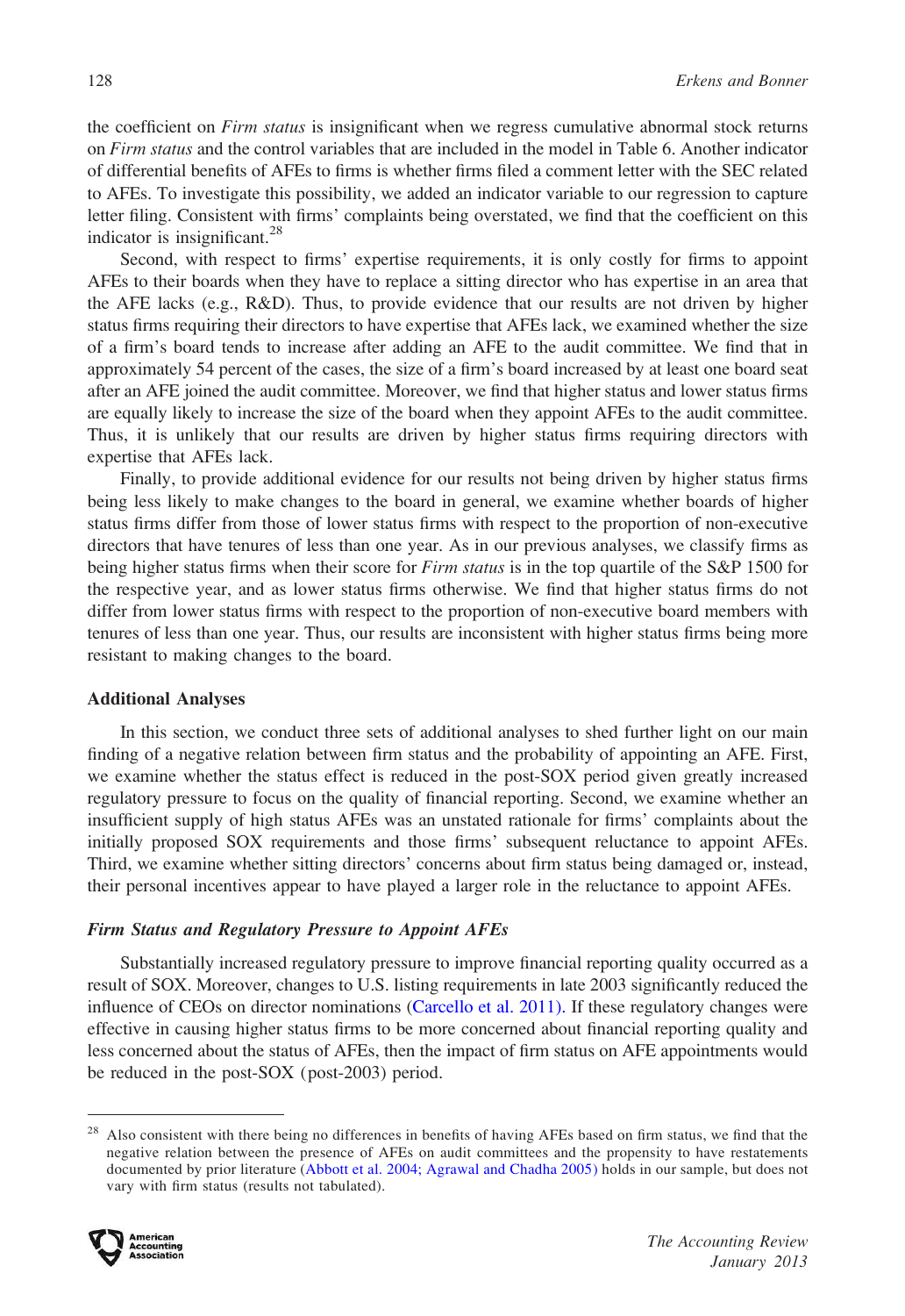the coefficient on *Firm status* is insignificant when we regress cumulative abnormal stock returns on *Firm status* and the control variables that are included in the model in Table 6. Another indicator of differential benefits of AFEs to firms is whether firms filed a comment letter with the SEC related to AFEs. To investigate this possibility, we added an indicator variable to our regression to capture letter filing. Consistent with firms' complaints being overstated, we find that the coefficient on this indicator is insignificant.[28]

Second, with respect to firms' expertise requirements, it is only costly for firms to appoint AFEs to their boards when they have to replace a sitting director who has expertise in an area that the AFE lacks (e.g., R&D). Thus, to provide evidence that our results are not driven by higher status firms requiring their directors to have expertise that AFEs lack, we examined whether the size of a firm's board tends to increase after adding an AFE to the audit committee. We find that in approximately 54 percent of the cases, the size of a firm's board increased by at least one board seat after an AFE joined the audit committee. Moreover, we find that higher status and lower status firms are equally likely to increase the size of the board when they appoint AFEs to the audit committee. Thus, it is unlikely that our results are driven by higher status firms requiring directors with expertise that AFEs lack.

Finally, to provide additional evidence for our results not being driven by higher status firms being less likely to make changes to the board in general, we examine whether boards of higher status firms differ from those of lower status firms with respect to the proportion of non-executive directors that have tenures of less than one year. As in our previous analyses, we classify firms as being higher status firms when their score for *Firm status* is in the top quartile of the S&P 1500 for the respective year, and as lower status firms otherwise. We find that higher status firms do not differ from lower status firms with respect to the proportion of non-executive board members with tenures of less than one year. Thus, our results are inconsistent with higher status firms being more resistant to making changes to the board.

## Additional Analyses

In this section, we conduct three sets of additional analyses to shed further light on our main finding of a negative relation between firm status and the probability of appointing an AFE. First, we examine whether the status effect is reduced in the post-SOX period given greatly increased regulatory pressure to focus on the quality of financial reporting. Second, we examine whether an insufficient supply of high status AFEs was an unstated rationale for firms' complaints about the initially proposed SOX requirements and those firms' subsequent reluctance to appoint AFEs. Third, we examine whether sitting directors' concerns about firm status being damaged or, instead, their personal incentives appear to have played a larger role in the reluctance to appoint AFEs.

### *Firm Status and Regulatory Pressure to Appoint AFEs*

Substantially increased regulatory pressure to improve financial reporting quality occurred as a result of SOX. Moreover, changes to U.S. listing requirements in late 2003 significantly reduced the influence of CEOs on director nominations (Carcello et al. 2011). If these regulatory changes were effective in causing higher status firms to be more concerned about financial reporting quality and less concerned about the status of AFEs, then the impact of firm status on AFE appointments would be reduced in the post-SOX (post-2003) period.

[28] Also consistent with there being no differences in benefits of having AFEs based on firm status, we find that the negative relation between the presence of AFEs on audit committees and the propensity to have restatements documented by prior literature (Abbott et al. 2004; Agrawal and Chadha 2005) holds in our sample, but does not vary with firm status (results not tabulated).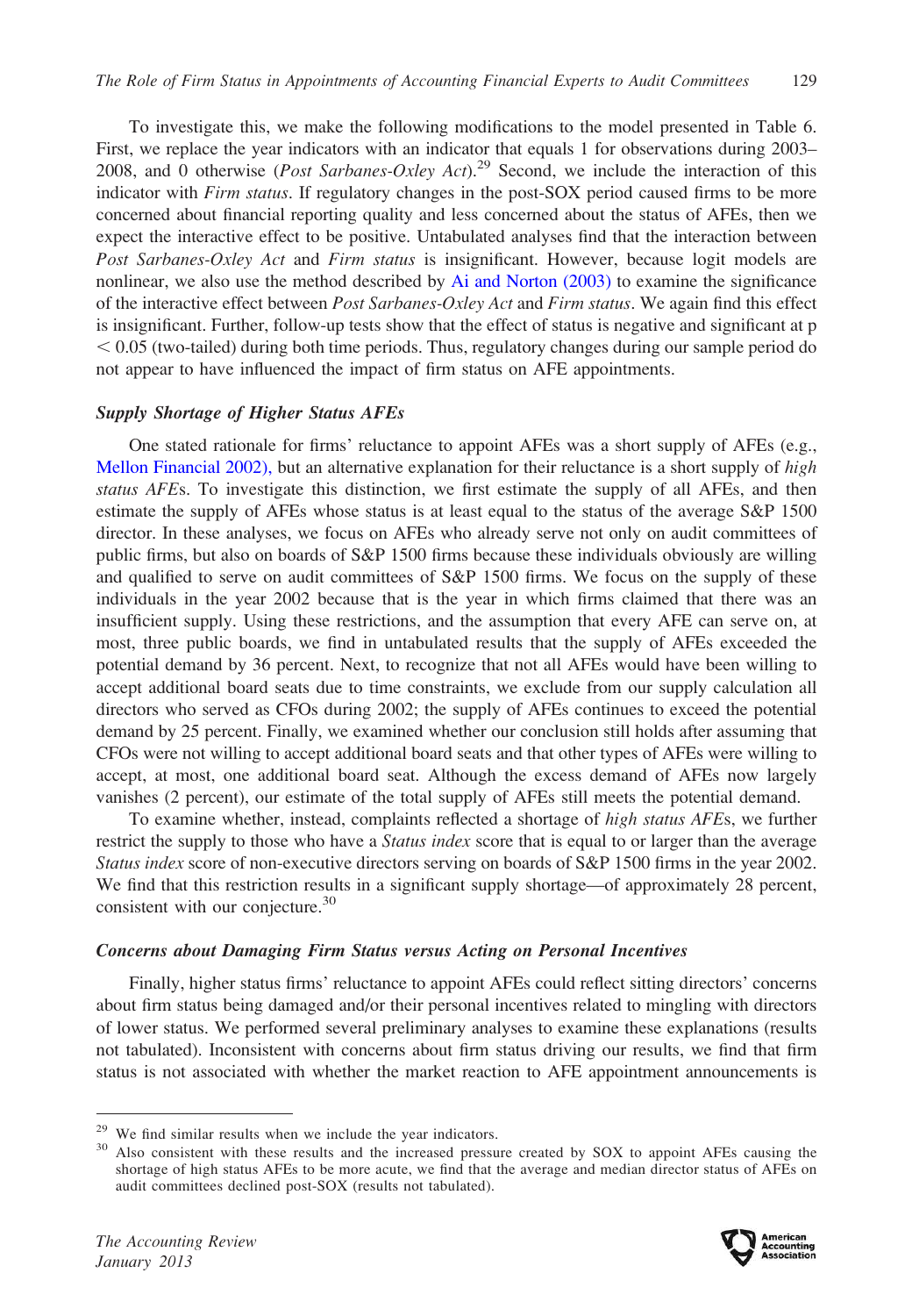To investigate this, we make the following modifications to the model presented in Table 6. First, we replace the year indicators with an indicator that equals 1 for observations during 2003–2008, and 0 otherwise (*Post Sarbanes-Oxley Act*).[29] Second, we include the interaction of this indicator with *Firm status*. If regulatory changes in the post-SOX period caused firms to be more concerned about financial reporting quality and less concerned about the status of AFEs, then we expect the interactive effect to be positive. Untabulated analyses find that the interaction between *Post Sarbanes-Oxley Act* and *Firm status* is insignificant. However, because logit models are nonlinear, we also use the method described by Ai and Norton (2003) to examine the significance of the interactive effect between *Post Sarbanes-Oxley Act* and *Firm status*. We again find this effect is insignificant. Further, follow-up tests show that the effect of status is negative and significant at $p < 0.05$ (two-tailed) during both time periods. Thus, regulatory changes during our sample period do not appear to have influenced the impact of firm status on AFE appointments.

### *Supply Shortage of Higher Status AFEs*

One stated rationale for firms' reluctance to appoint AFEs was a short supply of AFEs (e.g., Mellon Financial 2002), but an alternative explanation for their reluctance is a short supply of *high status AFE*s. To investigate this distinction, we first estimate the supply of all AFEs, and then estimate the supply of AFEs whose status is at least equal to the status of the average S&P 1500 director. In these analyses, we focus on AFEs who already serve not only on audit committees of public firms, but also on boards of S&P 1500 firms because these individuals obviously are willing and qualified to serve on audit committees of S&P 1500 firms. We focus on the supply of these individuals in the year 2002 because that is the year in which firms claimed that there was an insufficient supply. Using these restrictions, and the assumption that every AFE can serve on, at most, three public boards, we find in untabulated results that the supply of AFEs exceeded the potential demand by 36 percent. Next, to recognize that not all AFEs would have been willing to accept additional board seats due to time constraints, we exclude from our supply calculation all directors who served as CFOs during 2002; the supply of AFEs continues to exceed the potential demand by 25 percent. Finally, we examined whether our conclusion still holds after assuming that CFOs were not willing to accept additional board seats and that other types of AFEs were willing to accept, at most, one additional board seat. Although the excess demand of AFEs now largely vanishes (2 percent), our estimate of the total supply of AFEs still meets the potential demand.

To examine whether, instead, complaints reflected a shortage of *high status AFE*s, we further restrict the supply to those who have a *Status index* score that is equal to or larger than the average *Status index* score of non-executive directors serving on boards of S&P 1500 firms in the year 2002. We find that this restriction results in a significant supply shortage—of approximately 28 percent, consistent with our conjecture.[30]

### *Concerns about Damaging Firm Status versus Acting on Personal Incentives*

Finally, higher status firms' reluctance to appoint AFEs could reflect sitting directors' concerns about firm status being damaged and/or their personal incentives related to mingling with directors of lower status. We performed several preliminary analyses to examine these explanations (results not tabulated). Inconsistent with concerns about firm status driving our results, we find that firm status is not associated with whether the market reaction to AFE appointment announcements is

---

[29] We find similar results when we include the year indicators.

[30] Also consistent with these results and the increased pressure created by SOX to appoint AFEs causing the shortage of high status AFEs to be more acute, we find that the average and median director status of AFEs on audit committees declined post-SOX (results not tabulated).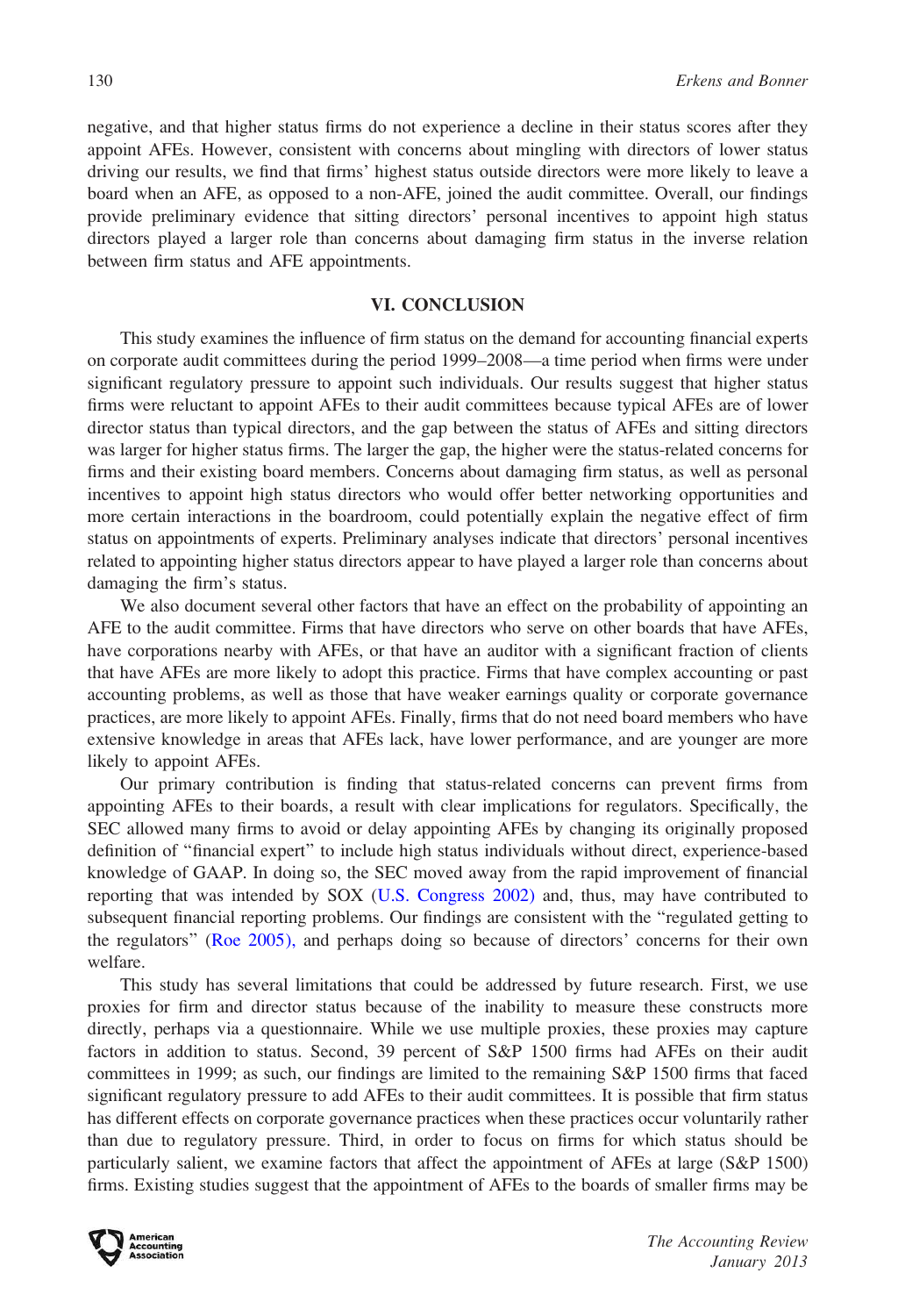negative, and that higher status firms do not experience a decline in their status scores after they appoint AFEs. However, consistent with concerns about mingling with directors of lower status driving our results, we find that firms' highest status outside directors were more likely to leave a board when an AFE, as opposed to a non-AFE, joined the audit committee. Overall, our findings provide preliminary evidence that sitting directors' personal incentives to appoint high status directors played a larger role than concerns about damaging firm status in the inverse relation between firm status and AFE appointments.

## VI. CONCLUSION

This study examines the influence of firm status on the demand for accounting financial experts on corporate audit committees during the period 1999–2008—a time period when firms were under significant regulatory pressure to appoint such individuals. Our results suggest that higher status firms were reluctant to appoint AFEs to their audit committees because typical AFEs are of lower director status than typical directors, and the gap between the status of AFEs and sitting directors was larger for higher status firms. The larger the gap, the higher were the status-related concerns for firms and their existing board members. Concerns about damaging firm status, as well as personal incentives to appoint high status directors who would offer better networking opportunities and more certain interactions in the boardroom, could potentially explain the negative effect of firm status on appointments of experts. Preliminary analyses indicate that directors' personal incentives related to appointing higher status directors appear to have played a larger role than concerns about damaging the firm's status.

We also document several other factors that have an effect on the probability of appointing an AFE to the audit committee. Firms that have directors who serve on other boards that have AFEs, have corporations nearby with AFEs, or that have an auditor with a significant fraction of clients that have AFEs are more likely to adopt this practice. Firms that have complex accounting or past accounting problems, as well as those that have weaker earnings quality or corporate governance practices, are more likely to appoint AFEs. Finally, firms that do not need board members who have extensive knowledge in areas that AFEs lack, have lower performance, and are younger are more likely to appoint AFEs.

Our primary contribution is finding that status-related concerns can prevent firms from appointing AFEs to their boards, a result with clear implications for regulators. Specifically, the SEC allowed many firms to avoid or delay appointing AFEs by changing its originally proposed definition of "financial expert" to include high status individuals without direct, experience-based knowledge of GAAP. In doing so, the SEC moved away from the rapid improvement of financial reporting that was intended by SOX (U.S. Congress 2002) and, thus, may have contributed to subsequent financial reporting problems. Our findings are consistent with the "regulated getting to the regulators" (Roe 2005), and perhaps doing so because of directors' concerns for their own welfare.

This study has several limitations that could be addressed by future research. First, we use proxies for firm and director status because of the inability to measure these constructs more directly, perhaps via a questionnaire. While we use multiple proxies, these proxies may capture factors in addition to status. Second, 39 percent of S&P 1500 firms had AFEs on their audit committees in 1999; as such, our findings are limited to the remaining S&P 1500 firms that faced significant regulatory pressure to add AFEs to their audit committees. It is possible that firm status has different effects on corporate governance practices when these practices occur voluntarily rather than due to regulatory pressure. Third, in order to focus on firms for which status should be particularly salient, we examine factors that affect the appointment of AFEs at large (S&P 1500) firms. Existing studies suggest that the appointment of AFEs to the boards of smaller firms may be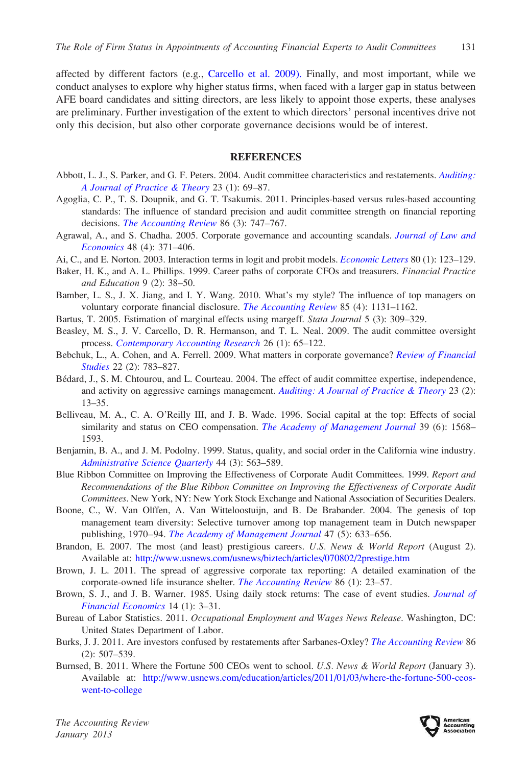affected by different factors (e.g., Carcello et al. 2009). Finally, and most important, while we conduct analyses to explore why higher status firms, when faced with a larger gap in status between AFE board candidates and sitting directors, are less likely to appoint those experts, these analyses are preliminary. Further investigation of the extent to which directors' personal incentives drive not only this decision, but also other corporate governance decisions would be of interest.

## REFERENCES

Abbott, L. J., S. Parker, and G. F. Peters. 2004. Audit committee characteristics and restatements. *Auditing: A Journal of Practice & Theory* 23 (1): 69–87.

Agoglia, C. P., T. S. Doupnik, and G. T. Tsakumis. 2011. Principles-based versus rules-based accounting standards: The influence of standard precision and audit committee strength on financial reporting decisions. *The Accounting Review* 86 (3): 747–767.

Agrawal, A., and S. Chadha. 2005. Corporate governance and accounting scandals. *Journal of Law and Economics* 48 (4): 371–406.

Ai, C., and E. Norton. 2003. Interaction terms in logit and probit models. *Economic Letters* 80 (1): 123–129.

Baker, H. K., and A. L. Phillips. 1999. Career paths of corporate CFOs and treasurers. *Financial Practice and Education* 9 (2): 38–50.

Bamber, L. S., J. X. Jiang, and I. Y. Wang. 2010. What's my style? The influence of top managers on voluntary corporate financial disclosure. *The Accounting Review* 85 (4): 1131–1162.

Bartus, T. 2005. Estimation of marginal effects using margeff. *Stata Journal* 5 (3): 309–329.

Beasley, M. S., J. V. Carcello, D. R. Hermanson, and T. L. Neal. 2009. The audit committee oversight process. *Contemporary Accounting Research* 26 (1): 65–122.

Bebchuk, L., A. Cohen, and A. Ferrell. 2009. What matters in corporate governance? *Review of Financial Studies* 22 (2): 783–827.

Bédard, J., S. M. Chtourou, and L. Courteau. 2004. The effect of audit committee expertise, independence, and activity on aggressive earnings management. *Auditing: A Journal of Practice & Theory* 23 (2): 13–35.

Belliveau, M. A., C. A. O'Reilly III, and J. B. Wade. 1996. Social capital at the top: Effects of social similarity and status on CEO compensation. *The Academy of Management Journal* 39 (6): 1568–1593.

Benjamin, B. A., and J. M. Podolny. 1999. Status, quality, and social order in the California wine industry. *Administrative Science Quarterly* 44 (3): 563–589.

Blue Ribbon Committee on Improving the Effectiveness of Corporate Audit Committees. 1999. *Report and Recommendations of the Blue Ribbon Committee on Improving the Effectiveness of Corporate Audit Committees*. New York, NY: New York Stock Exchange and National Association of Securities Dealers.

Boone, C., W. Van Olffen, A. Van Witteloostuijn, and B. De Brabander. 2004. The genesis of top management team diversity: Selective turnover among top management team in Dutch newspaper publishing, 1970–94. *The Academy of Management Journal* 47 (5): 633–656.

Brandon, E. 2007. The most (and least) prestigious careers. *U.S. News & World Report* (August 2). Available at: http://www.usnews.com/usnews/biztech/articles/070802/2prestige.htm

Brown, J. L. 2011. The spread of aggressive corporate tax reporting: A detailed examination of the corporate-owned life insurance shelter. *The Accounting Review* 86 (1): 23–57.

Brown, S. J., and J. B. Warner. 1985. Using daily stock returns: The case of event studies. *Journal of Financial Economics* 14 (1): 3–31.

Bureau of Labor Statistics. 2011. *Occupational Employment and Wages News Release*. Washington, DC: United States Department of Labor.

Burks, J. J. 2011. Are investors confused by restatements after Sarbanes-Oxley? *The Accounting Review* 86 (2): 507–539.

Burnsed, B. 2011. Where the Fortune 500 CEOs went to school. *U.S. News & World Report* (January 3). Available at: http://www.usnews.com/education/articles/2011/01/03/where-the-fortune-500-ceos-went-to-college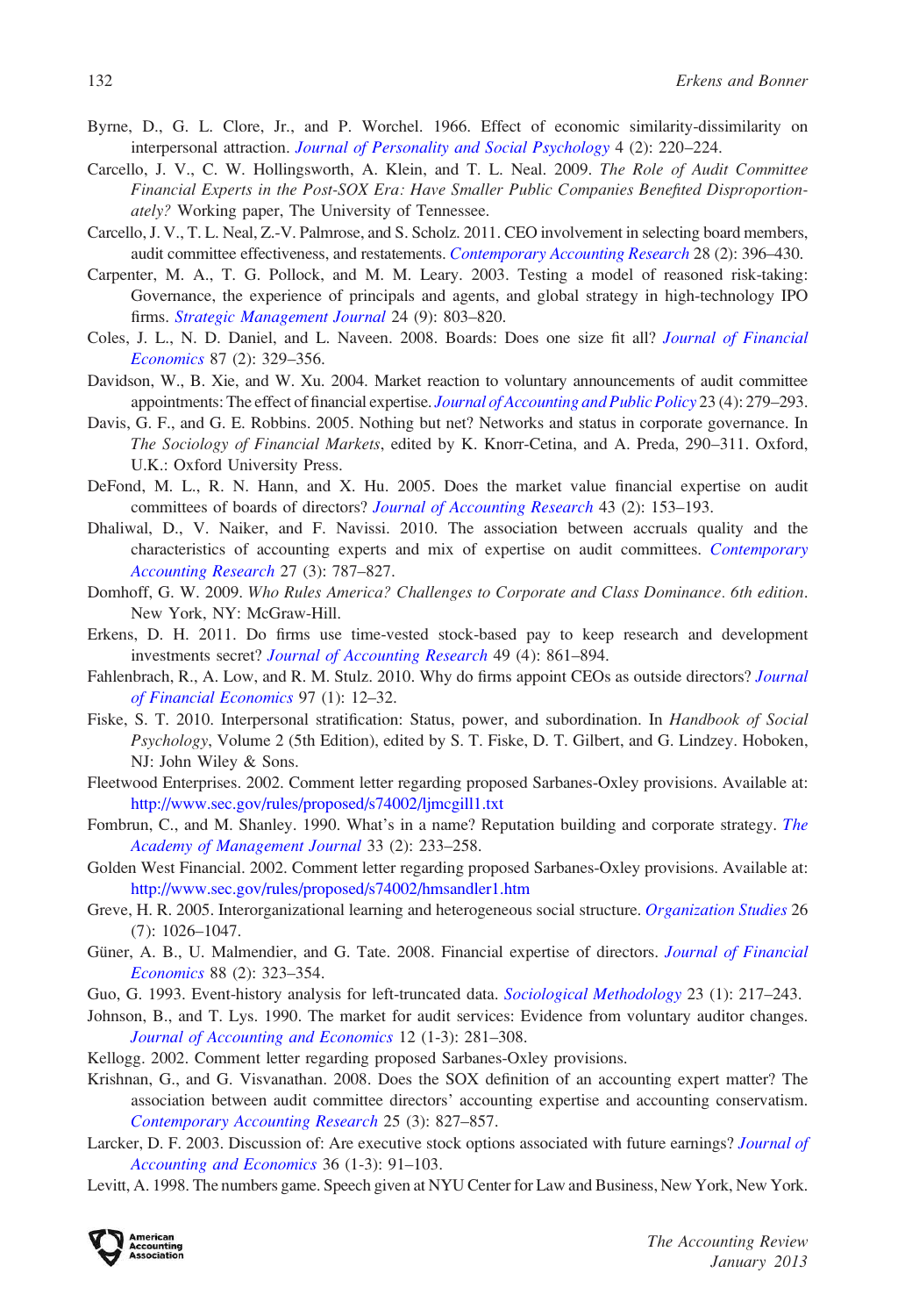Byrne, D., G. L. Clore, Jr., and P. Worchel. 1966. Effect of economic similarity-dissimilarity on interpersonal attraction. *Journal of Personality and Social Psychology* 4 (2): 220–224.

Carcello, J. V., C. W. Hollingsworth, A. Klein, and T. L. Neal. 2009. *The Role of Audit Committee Financial Experts in the Post-SOX Era: Have Smaller Public Companies Benefited Disproportionately?* Working paper, The University of Tennessee.

Carcello, J. V., T. L. Neal, Z.-V. Palmrose, and S. Scholz. 2011. CEO involvement in selecting board members, audit committee effectiveness, and restatements. *Contemporary Accounting Research* 28 (2): 396–430.

Carpenter, M. A., T. G. Pollock, and M. M. Leary. 2003. Testing a model of reasoned risk-taking: Governance, the experience of principals and agents, and global strategy in high-technology IPO firms. *Strategic Management Journal* 24 (9): 803–820.

Coles, J. L., N. D. Daniel, and L. Naveen. 2008. Boards: Does one size fit all? *Journal of Financial Economics* 87 (2): 329–356.

Davidson, W., B. Xie, and W. Xu. 2004. Market reaction to voluntary announcements of audit committee appointments: The effect of financial expertise. *Journal of Accounting and Public Policy* 23 (4): 279–293.

Davis, G. F., and G. E. Robbins. 2005. Nothing but net? Networks and status in corporate governance. In *The Sociology of Financial Markets*, edited by K. Knorr-Cetina, and A. Preda, 290–311. Oxford, U.K.: Oxford University Press.

DeFond, M. L., R. N. Hann, and X. Hu. 2005. Does the market value financial expertise on audit committees of boards of directors? *Journal of Accounting Research* 43 (2): 153–193.

Dhaliwal, D., V. Naiker, and F. Navissi. 2010. The association between accruals quality and the characteristics of accounting experts and mix of expertise on audit committees. *Contemporary Accounting Research* 27 (3): 787–827.

Domhoff, G. W. 2009. *Who Rules America? Challenges to Corporate and Class Dominance. 6th edition*. New York, NY: McGraw-Hill.

Erkens, D. H. 2011. Do firms use time-vested stock-based pay to keep research and development investments secret? *Journal of Accounting Research* 49 (4): 861–894.

Fahlenbrach, R., A. Low, and R. M. Stulz. 2010. Why do firms appoint CEOs as outside directors? *Journal of Financial Economics* 97 (1): 12–32.

Fiske, S. T. 2010. Interpersonal stratification: Status, power, and subordination. In *Handbook of Social Psychology*, Volume 2 (5th Edition), edited by S. T. Fiske, D. T. Gilbert, and G. Lindzey. Hoboken, NJ: John Wiley & Sons.

Fleetwood Enterprises. 2002. Comment letter regarding proposed Sarbanes-Oxley provisions. Available at: http://www.sec.gov/rules/proposed/s74002/ljmcgill1.txt

Fombrun, C., and M. Shanley. 1990. What's in a name? Reputation building and corporate strategy. *The Academy of Management Journal* 33 (2): 233–258.

Golden West Financial. 2002. Comment letter regarding proposed Sarbanes-Oxley provisions. Available at: http://www.sec.gov/rules/proposed/s74002/hmsandler1.htm

Greve, H. R. 2005. Interorganizational learning and heterogeneous social structure. *Organization Studies* 26 (7): 1026–1047.

Güner, A. B., U. Malmendier, and G. Tate. 2008. Financial expertise of directors. *Journal of Financial Economics* 88 (2): 323–354.

Guo, G. 1993. Event-history analysis for left-truncated data. *Sociological Methodology* 23 (1): 217–243.

Johnson, B., and T. Lys. 1990. The market for audit services: Evidence from voluntary auditor changes. *Journal of Accounting and Economics* 12 (1-3): 281–308.

Kellogg. 2002. Comment letter regarding proposed Sarbanes-Oxley provisions.

Krishnan, G., and G. Visvanathan. 2008. Does the SOX definition of an accounting expert matter? The association between audit committee directors' accounting expertise and accounting conservatism. *Contemporary Accounting Research* 25 (3): 827–857.

Larcker, D. F. 2003. Discussion of: Are executive stock options associated with future earnings? *Journal of Accounting and Economics* 36 (1-3): 91–103.

Levitt, A. 1998. The numbers game. Speech given at NYU Center for Law and Business, New York, New York.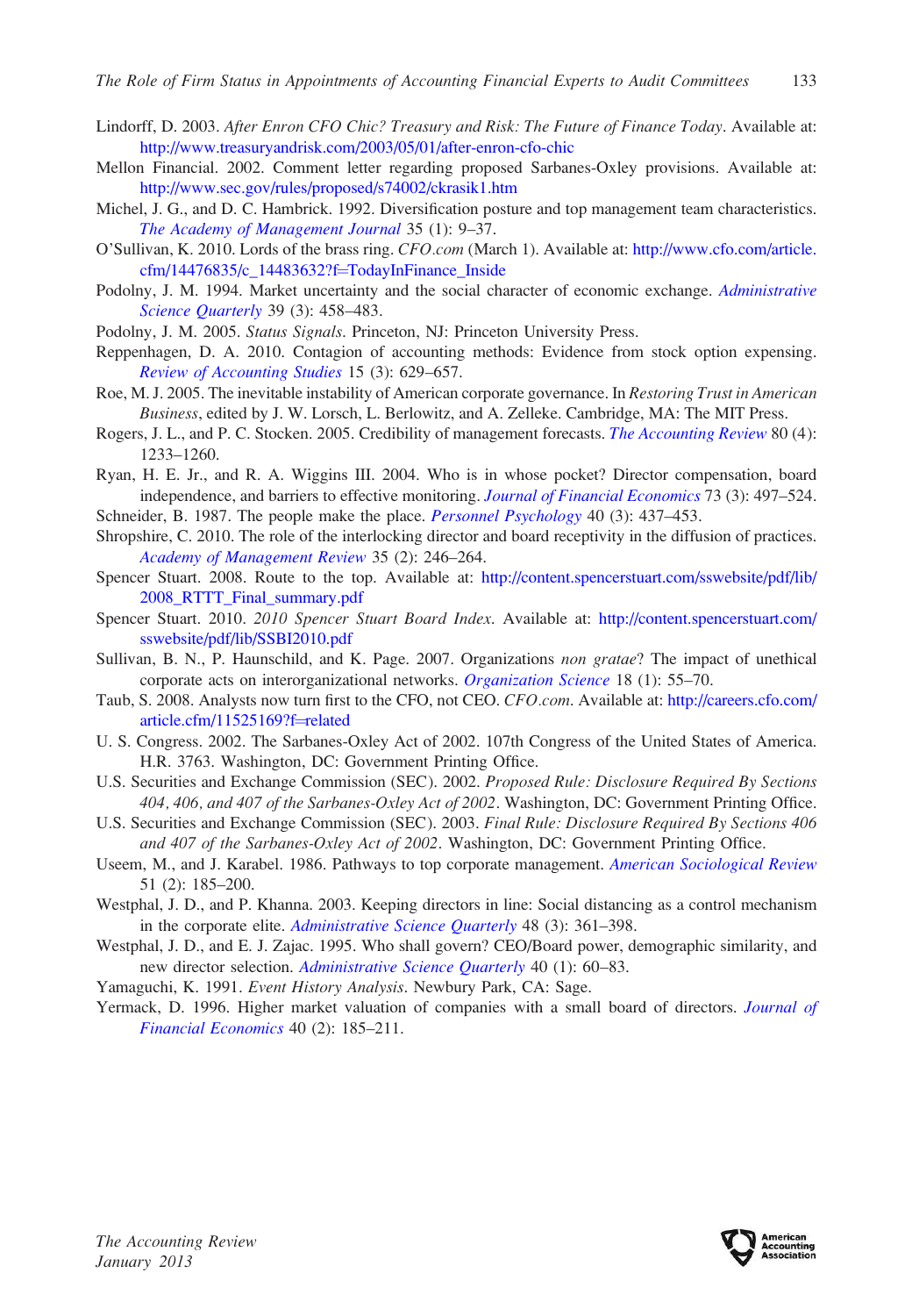Lindorff, D. 2003. *After Enron CFO Chic? Treasury and Risk: The Future of Finance Today*. Available at: http://www.treasuryandrisk.com/2003/05/01/after-enron-cfo-chic

Mellon Financial. 2002. Comment letter regarding proposed Sarbanes-Oxley provisions. Available at: http://www.sec.gov/rules/proposed/s74002/ckrasik1.htm

Michel, J. G., and D. C. Hambrick. 1992. Diversification posture and top management team characteristics. *The Academy of Management Journal* 35 (1): 9–37.

O'Sullivan, K. 2010. Lords of the brass ring. *CFO.com* (March 1). Available at: http://www.cfo.com/article.cfm/14476835/c_14483632?f=TodayInFinance_Inside

Podolny, J. M. 1994. Market uncertainty and the social character of economic exchange. *Administrative Science Quarterly* 39 (3): 458–483.

Podolny, J. M. 2005. *Status Signals*. Princeton, NJ: Princeton University Press.

Reppenhagen, D. A. 2010. Contagion of accounting methods: Evidence from stock option expensing. *Review of Accounting Studies* 15 (3): 629–657.

Roe, M. J. 2005. The inevitable instability of American corporate governance. In *Restoring Trust in American Business*, edited by J. W. Lorsch, L. Berlowitz, and A. Zelleke. Cambridge, MA: The MIT Press.

Rogers, J. L., and P. C. Stocken. 2005. Credibility of management forecasts. *The Accounting Review* 80 (4): 1233–1260.

Ryan, H. E. Jr., and R. A. Wiggins III. 2004. Who is in whose pocket? Director compensation, board independence, and barriers to effective monitoring. *Journal of Financial Economics* 73 (3): 497–524.

Schneider, B. 1987. The people make the place. *Personnel Psychology* 40 (3): 437–453.

Shropshire, C. 2010. The role of the interlocking director and board receptivity in the diffusion of practices. *Academy of Management Review* 35 (2): 246–264.

Spencer Stuart. 2008. Route to the top. Available at: http://content.spencerstuart.com/sswebsite/pdf/lib/2008_RTTT_Final_summary.pdf

Spencer Stuart. 2010. *2010 Spencer Stuart Board Index*. Available at: http://content.spencerstuart.com/sswebsite/pdf/lib/SSBI2010.pdf

Sullivan, B. N., P. Haunschild, and K. Page. 2007. Organizations *non gratae*? The impact of unethical corporate acts on interorganizational networks. *Organization Science* 18 (1): 55–70.

Taub, S. 2008. Analysts now turn first to the CFO, not CEO. *CFO.com*. Available at: http://careers.cfo.com/article.cfm/11525169?f=related

U. S. Congress. 2002. The Sarbanes-Oxley Act of 2002. 107th Congress of the United States of America. H.R. 3763. Washington, DC: Government Printing Office.

U.S. Securities and Exchange Commission (SEC). 2002. *Proposed Rule: Disclosure Required By Sections 404, 406, and 407 of the Sarbanes-Oxley Act of 2002*. Washington, DC: Government Printing Office.

U.S. Securities and Exchange Commission (SEC). 2003. *Final Rule: Disclosure Required By Sections 406 and 407 of the Sarbanes-Oxley Act of 2002*. Washington, DC: Government Printing Office.

Useem, M., and J. Karabel. 1986. Pathways to top corporate management. *American Sociological Review* 51 (2): 185–200.

Westphal, J. D., and P. Khanna. 2003. Keeping directors in line: Social distancing as a control mechanism in the corporate elite. *Administrative Science Quarterly* 48 (3): 361–398.

Westphal, J. D., and E. J. Zajac. 1995. Who shall govern? CEO/Board power, demographic similarity, and new director selection. *Administrative Science Quarterly* 40 (1): 60–83.

Yamaguchi, K. 1991. *Event History Analysis*. Newbury Park, CA: Sage.

Yermack, D. 1996. Higher market valuation of companies with a small board of directors. *Journal of Financial Economics* 40 (2): 185–211.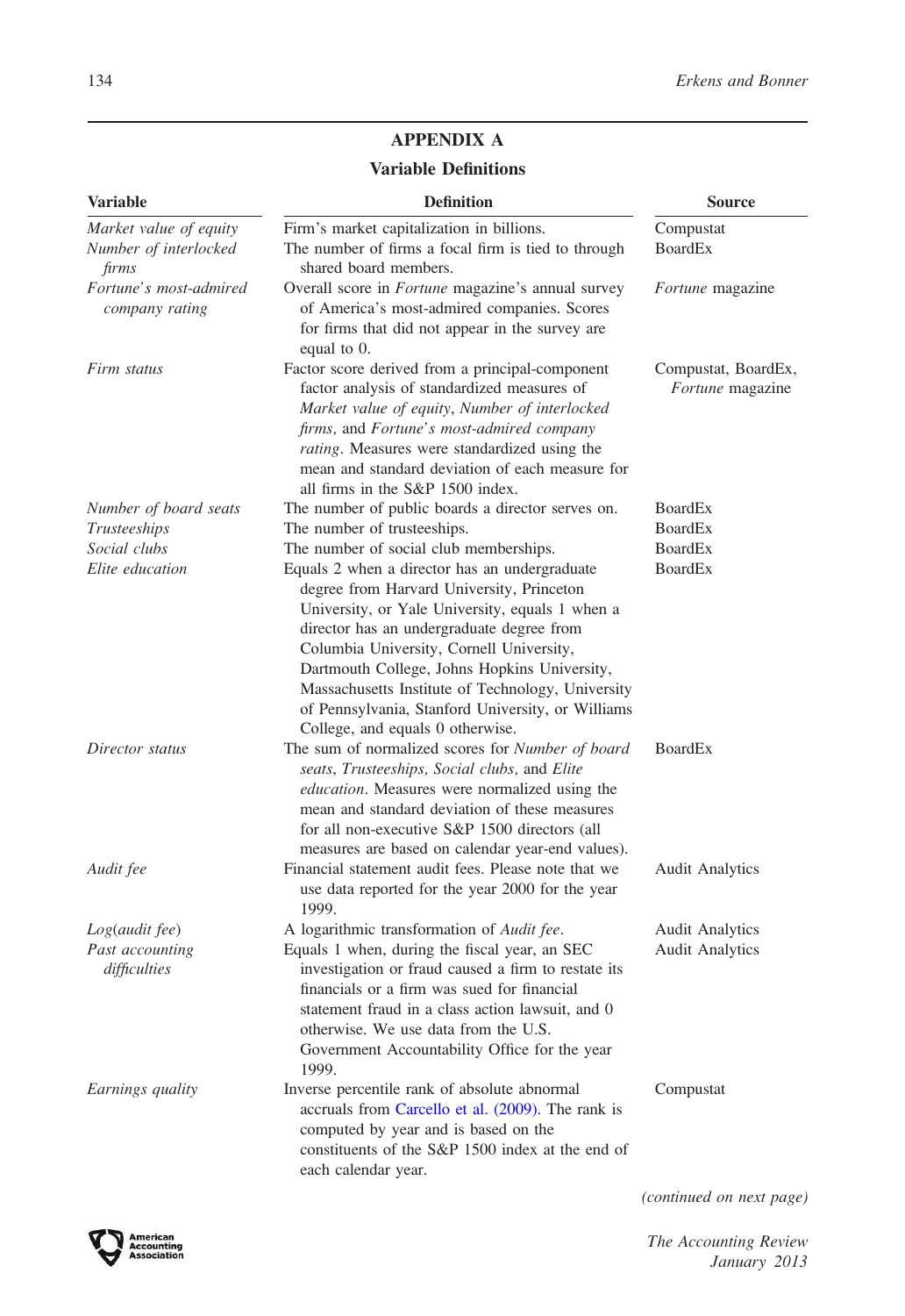## APPENDIX A

### Variable Definitions

| Variable | Definition | Source |
|---|---|---|
| *Market value of equity* | Firm's market capitalization in billions. | Compustat |
| *Number of interlocked firms* | The number of firms a focal firm is tied to through shared board members. | BoardEx |
| *Fortune's most-admired company rating* | Overall score in *Fortune* magazine's annual survey of America's most-admired companies. Scores for firms that did not appear in the survey are equal to 0. | *Fortune* magazine |
| *Firm status* | Factor score derived from a principal-component factor analysis of standardized measures of *Market value of equity*, *Number of interlocked firms,* and *Fortune's most-admired company rating*. Measures were standardized using the mean and standard deviation of each measure for all firms in the S&P 1500 index. | Compustat, BoardEx, *Fortune* magazine |
| *Number of board seats* | The number of public boards a director serves on. | BoardEx |
| *Trusteeships* | The number of trusteeships. | BoardEx |
| *Social clubs* | The number of social club memberships. | BoardEx |
| *Elite education* | Equals 2 when a director has an undergraduate degree from Harvard University, Princeton University, or Yale University, equals 1 when a director has an undergraduate degree from Columbia University, Cornell University, Dartmouth College, Johns Hopkins University, Massachusetts Institute of Technology, University of Pennsylvania, Stanford University, or Williams College, and equals 0 otherwise. | BoardEx |
| *Director status* | The sum of normalized scores for *Number of board seats*, *Trusteeships, Social clubs,* and *Elite education*. Measures were normalized using the mean and standard deviation of these measures for all non-executive S&P 1500 directors (all measures are based on calendar year-end values). | BoardEx |
| *Audit fee* | Financial statement audit fees. Please note that we use data reported for the year 2000 for the year 1999. | Audit Analytics |
| *Log(audit fee)* | A logarithmic transformation of *Audit fee*. | Audit Analytics |
| *Past accounting difficulties* | Equals 1 when, during the fiscal year, an SEC investigation or fraud caused a firm to restate its financials or a firm was sued for financial statement fraud in a class action lawsuit, and 0 otherwise. We use data from the U.S. Government Accountability Office for the year 1999. | Audit Analytics |
| *Earnings quality* | Inverse percentile rank of absolute abnormal accruals from Carcello et al. (2009). The rank is computed by year and is based on the constituents of the S&P 1500 index at the end of each calendar year. | Compustat |

*(continued on next page)*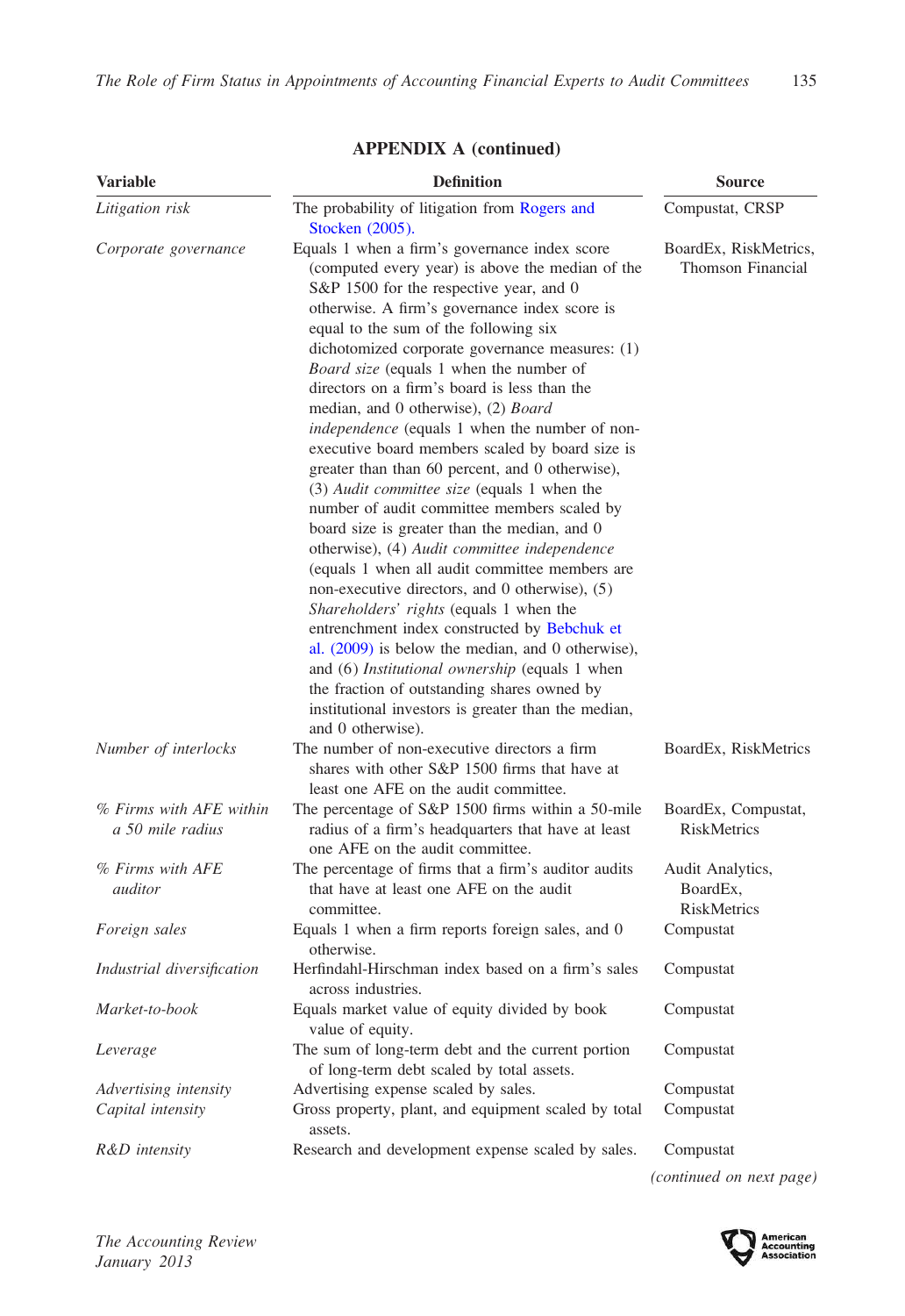**APPENDIX A (continued)**

| Variable | Definition | Source |
|---|---|---|
| *Litigation risk* | The probability of litigation from Rogers and Stocken (2005). | Compustat, CRSP |
| *Corporate governance* | Equals 1 when a firm's governance index score (computed every year) is above the median of the S&P 1500 for the respective year, and 0 otherwise. A firm's governance index score is equal to the sum of the following six dichotomized corporate governance measures: (1) *Board size* (equals 1 when the number of directors on a firm's board is less than the median, and 0 otherwise), (2) *Board independence* (equals 1 when the number of non-executive board members scaled by board size is greater than than 60 percent, and 0 otherwise), (3) *Audit committee size* (equals 1 when the number of audit committee members scaled by board size is greater than the median, and 0 otherwise), (4) *Audit committee independence* (equals 1 when all audit committee members are non-executive directors, and 0 otherwise), (5) *Shareholders' rights* (equals 1 when the entrenchment index constructed by Bebchuk et al. (2009) is below the median, and 0 otherwise), and (6) *Institutional ownership* (equals 1 when the fraction of outstanding shares owned by institutional investors is greater than the median, and 0 otherwise). | BoardEx, RiskMetrics, Thomson Financial |
| *Number of interlocks* | The number of non-executive directors a firm shares with other S&P 1500 firms that have at least one AFE on the audit committee. | BoardEx, RiskMetrics |
| *% Firms with AFE within a 50 mile radius* | The percentage of S&P 1500 firms within a 50-mile radius of a firm's headquarters that have at least one AFE on the audit committee. | BoardEx, Compustat, RiskMetrics |
| *% Firms with AFE auditor* | The percentage of firms that a firm's auditor audits that have at least one AFE on the audit committee. | Audit Analytics, BoardEx, RiskMetrics |
| *Foreign sales* | Equals 1 when a firm reports foreign sales, and 0 otherwise. | Compustat |
| *Industrial diversification* | Herfindahl-Hirschman index based on a firm's sales across industries. | Compustat |
| *Market-to-book* | Equals market value of equity divided by book value of equity. | Compustat |
| *Leverage* | The sum of long-term debt and the current portion of long-term debt scaled by total assets. | Compustat |
| *Advertising intensity* | Advertising expense scaled by sales. | Compustat |
| *Capital intensity* | Gross property, plant, and equipment scaled by total assets. | Compustat |
| *R&D intensity* | Research and development expense scaled by sales. | Compustat |

*(continued on next page)*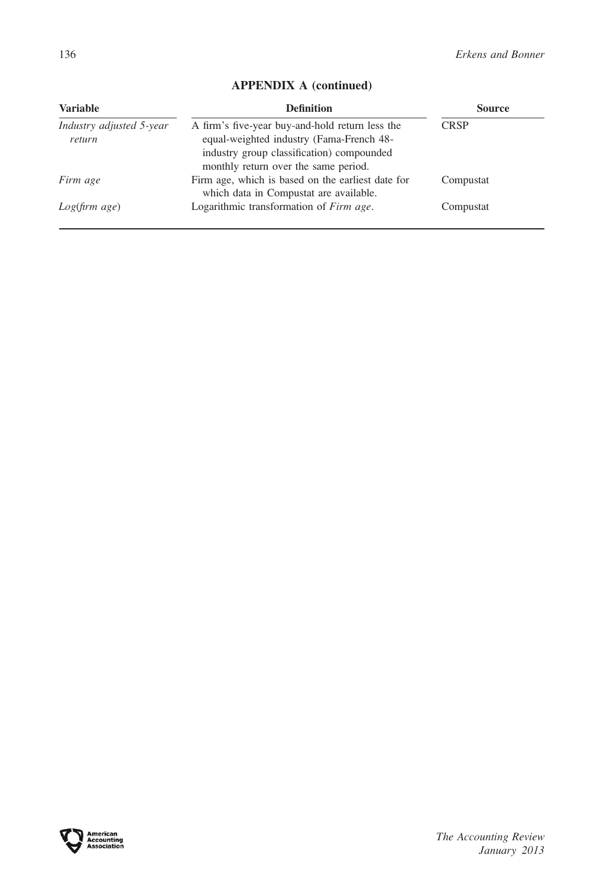## APPENDIX A (continued)

| Variable | Definition | Source |
| --- | --- | --- |
| *Industry adjusted 5-year return* | A firm's five-year buy-and-hold return less the equal-weighted industry (Fama-French 48-industry group classification) compounded monthly return over the same period. | CRSP |
| *Firm age* | Firm age, which is based on the earliest date for which data in Compustat are available. | Compustat |
| *Log(firm age)* | Logarithmic transformation of *Firm age*. | Compustat |